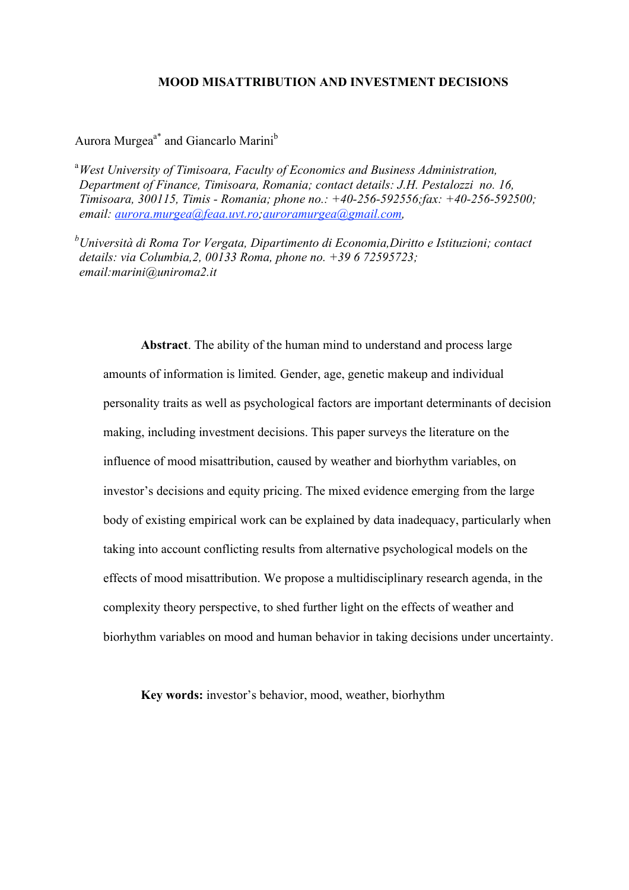# MOOD MISATTRIBUTION AND INVESTMENT DECISIONS

Aurora Murgea[a*] and Giancarlo Marini[b]

[a] *West University of Timisoara, Faculty of Economics and Business Administration, Department of Finance, Timisoara, Romania; contact details: J.H. Pestalozzi no. 16, Timisoara, 300115, Timis - Romania; phone no.: +40-256-592556;fax: +40-256-592500; email: aurora.murgea@feaa.uvt.ro;auroramurgea@gmail.com,*

[b] *Università di Roma Tor Vergata, Dipartimento di Economia,Diritto e Istituzioni; contact details: via Columbia,2, 00133 Roma, phone no. +39 6 72595723; email:marini@uniroma2.it*

**Abstract**. The ability of the human mind to understand and process large amounts of information is limited. Gender, age, genetic makeup and individual personality traits as well as psychological factors are important determinants of decision making, including investment decisions. This paper surveys the literature on the influence of mood misattribution, caused by weather and biorhythm variables, on investor's decisions and equity pricing. The mixed evidence emerging from the large body of existing empirical work can be explained by data inadequacy, particularly when taking into account conflicting results from alternative psychological models on the effects of mood misattribution. We propose a multidisciplinary research agenda, in the complexity theory perspective, to shed further light on the effects of weather and biorhythm variables on mood and human behavior in taking decisions under uncertainty.

**Key words:** investor's behavior, mood, weather, biorhythm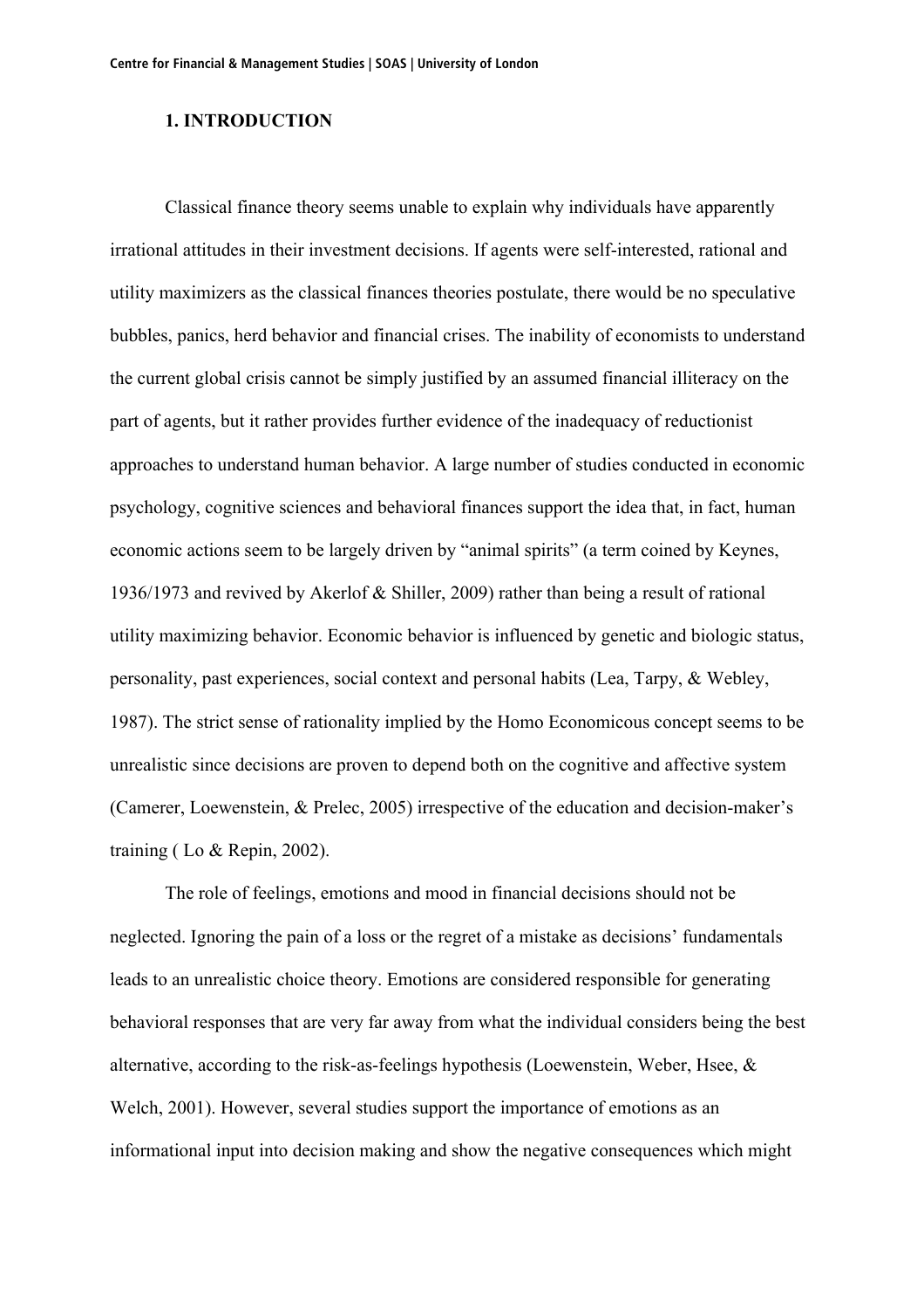# 1. INTRODUCTION

Classical finance theory seems unable to explain why individuals have apparently irrational attitudes in their investment decisions. If agents were self-interested, rational and utility maximizers as the classical finances theories postulate, there would be no speculative bubbles, panics, herd behavior and financial crises. The inability of economists to understand the current global crisis cannot be simply justified by an assumed financial illiteracy on the part of agents, but it rather provides further evidence of the inadequacy of reductionist approaches to understand human behavior. A large number of studies conducted in economic psychology, cognitive sciences and behavioral finances support the idea that, in fact, human economic actions seem to be largely driven by "animal spirits" (a term coined by Keynes, 1936/1973 and revived by Akerlof & Shiller, 2009) rather than being a result of rational utility maximizing behavior. Economic behavior is influenced by genetic and biologic status, personality, past experiences, social context and personal habits (Lea, Tarpy, & Webley, 1987). The strict sense of rationality implied by the Homo Economicous concept seems to be unrealistic since decisions are proven to depend both on the cognitive and affective system (Camerer, Loewenstein, & Prelec, 2005) irrespective of the education and decision-maker's training ( Lo & Repin, 2002).

The role of feelings, emotions and mood in financial decisions should not be neglected. Ignoring the pain of a loss or the regret of a mistake as decisions' fundamentals leads to an unrealistic choice theory. Emotions are considered responsible for generating behavioral responses that are very far away from what the individual considers being the best alternative, according to the risk-as-feelings hypothesis (Loewenstein, Weber, Hsee, & Welch, 2001). However, several studies support the importance of emotions as an informational input into decision making and show the negative consequences which might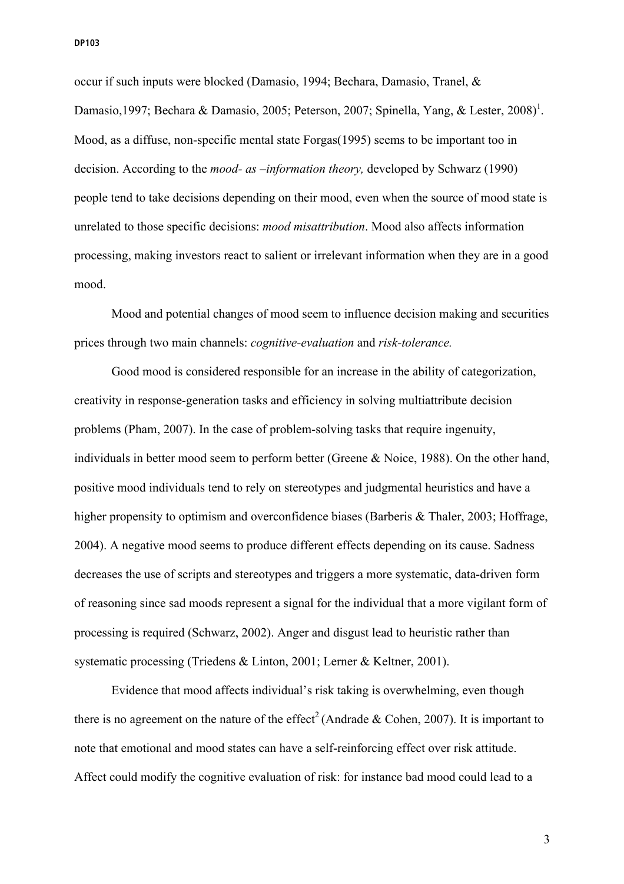occur if such inputs were blocked (Damasio, 1994; Bechara, Damasio, Tranel, & Damasio,1997; Bechara & Damasio, 2005; Peterson, 2007; Spinella, Yang, & Lester, 2008)[1]. Mood, as a diffuse, non-specific mental state Forgas(1995) seems to be important too in decision. According to the *mood- as –information theory,* developed by Schwarz (1990) people tend to take decisions depending on their mood, even when the source of mood state is unrelated to those specific decisions: *mood misattribution*. Mood also affects information processing, making investors react to salient or irrelevant information when they are in a good mood.

Mood and potential changes of mood seem to influence decision making and securities prices through two main channels: *cognitive-evaluation* and *risk-tolerance.*

Good mood is considered responsible for an increase in the ability of categorization, creativity in response-generation tasks and efficiency in solving multiattribute decision problems (Pham, 2007). In the case of problem-solving tasks that require ingenuity, individuals in better mood seem to perform better (Greene & Noice, 1988). On the other hand, positive mood individuals tend to rely on stereotypes and judgmental heuristics and have a higher propensity to optimism and overconfidence biases (Barberis & Thaler, 2003; Hoffrage, 2004). A negative mood seems to produce different effects depending on its cause. Sadness decreases the use of scripts and stereotypes and triggers a more systematic, data-driven form of reasoning since sad moods represent a signal for the individual that a more vigilant form of processing is required (Schwarz, 2002). Anger and disgust lead to heuristic rather than systematic processing (Triedens & Linton, 2001; Lerner & Keltner, 2001).

Evidence that mood affects individual's risk taking is overwhelming, even though there is no agreement on the nature of the effect[2] (Andrade & Cohen, 2007). It is important to note that emotional and mood states can have a self-reinforcing effect over risk attitude. Affect could modify the cognitive evaluation of risk: for instance bad mood could lead to a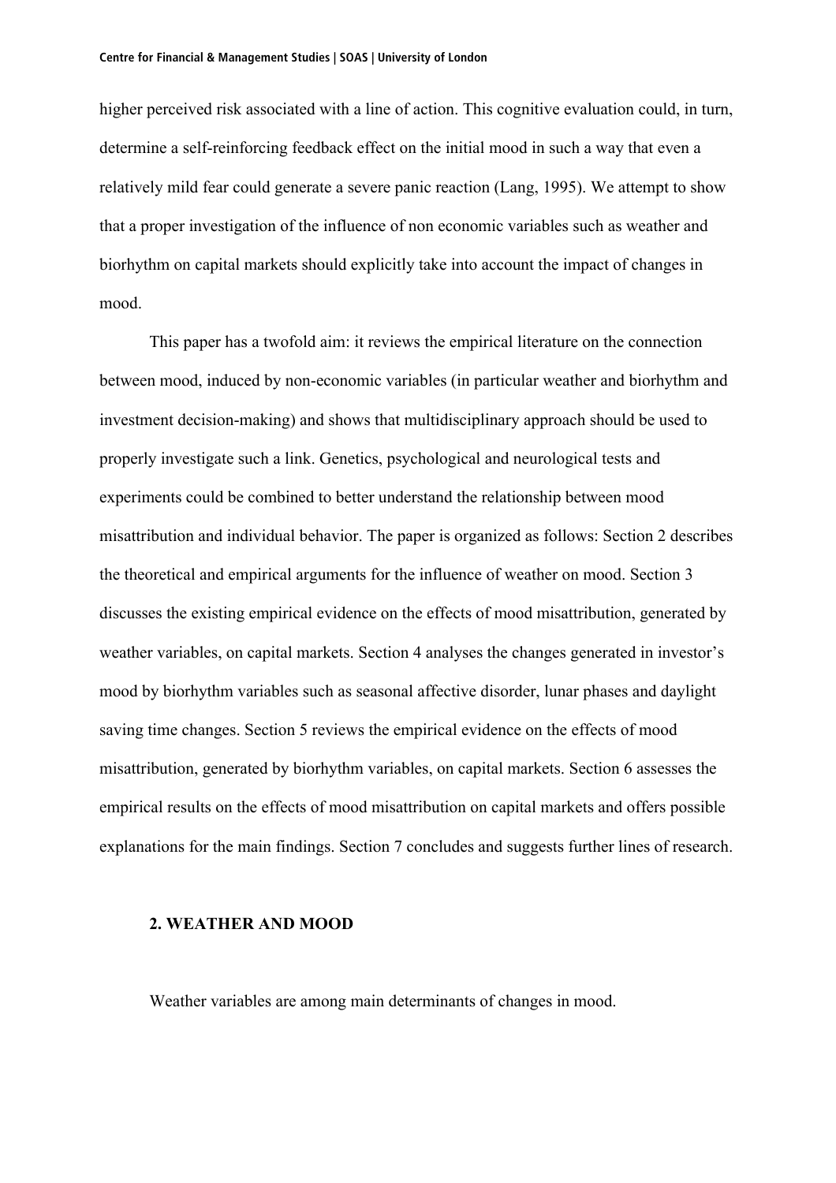higher perceived risk associated with a line of action. This cognitive evaluation could, in turn, determine a self-reinforcing feedback effect on the initial mood in such a way that even a relatively mild fear could generate a severe panic reaction (Lang, 1995). We attempt to show that a proper investigation of the influence of non economic variables such as weather and biorhythm on capital markets should explicitly take into account the impact of changes in mood.

This paper has a twofold aim: it reviews the empirical literature on the connection between mood, induced by non-economic variables (in particular weather and biorhythm and investment decision-making) and shows that multidisciplinary approach should be used to properly investigate such a link. Genetics, psychological and neurological tests and experiments could be combined to better understand the relationship between mood misattribution and individual behavior. The paper is organized as follows: Section 2 describes the theoretical and empirical arguments for the influence of weather on mood. Section 3 discusses the existing empirical evidence on the effects of mood misattribution, generated by weather variables, on capital markets. Section 4 analyses the changes generated in investor's mood by biorhythm variables such as seasonal affective disorder, lunar phases and daylight saving time changes. Section 5 reviews the empirical evidence on the effects of mood misattribution, generated by biorhythm variables, on capital markets. Section 6 assesses the empirical results on the effects of mood misattribution on capital markets and offers possible explanations for the main findings. Section 7 concludes and suggests further lines of research.

## 2. WEATHER AND MOOD

Weather variables are among main determinants of changes in mood.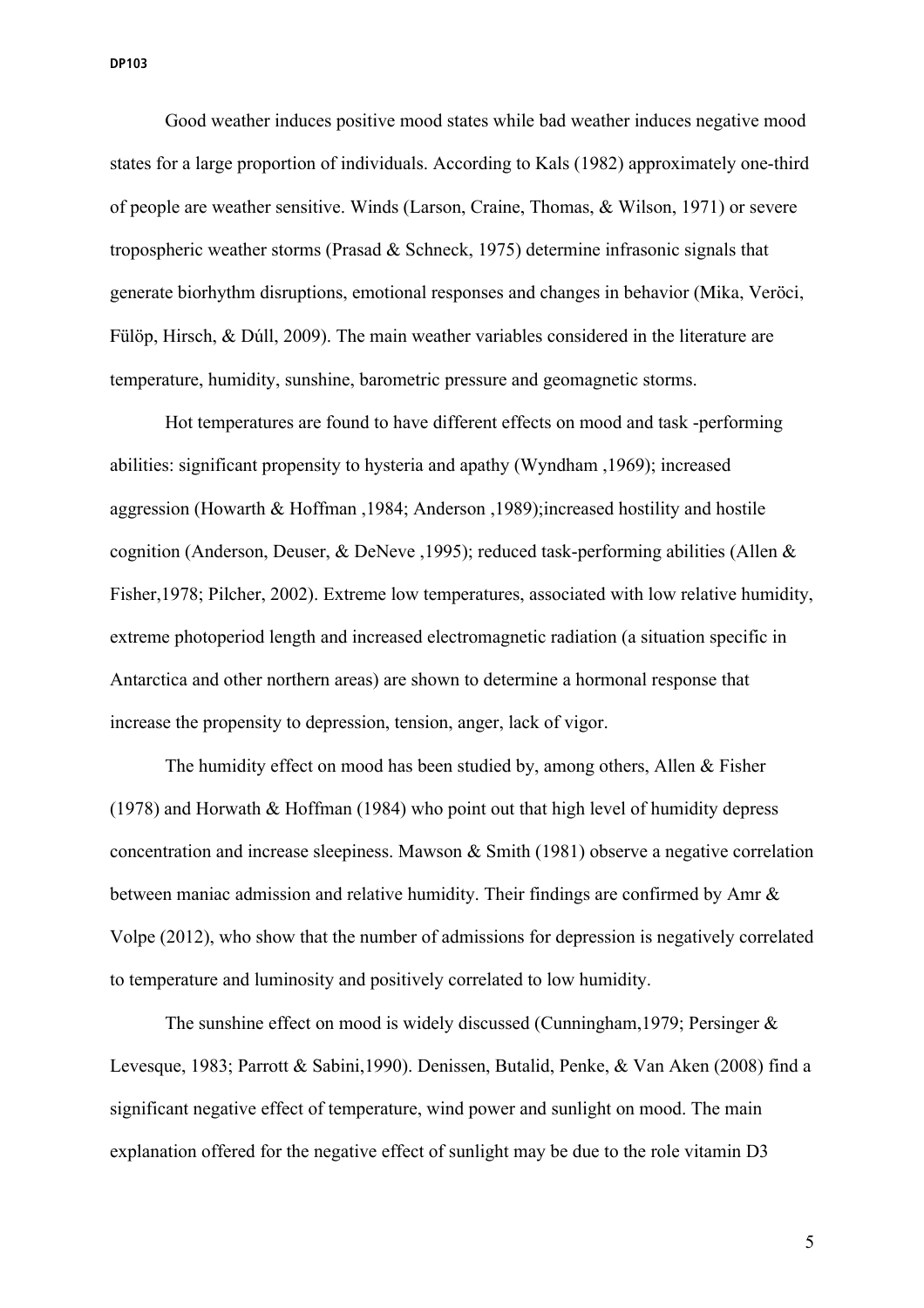Good weather induces positive mood states while bad weather induces negative mood states for a large proportion of individuals. According to Kals (1982) approximately one-third of people are weather sensitive. Winds (Larson, Craine, Thomas, & Wilson, 1971) or severe tropospheric weather storms (Prasad & Schneck, 1975) determine infrasonic signals that generate biorhythm disruptions, emotional responses and changes in behavior (Mika, Veröci, Fülöp, Hirsch, & Dúll, 2009). The main weather variables considered in the literature are temperature, humidity, sunshine, barometric pressure and geomagnetic storms.

Hot temperatures are found to have different effects on mood and task -performing abilities: significant propensity to hysteria and apathy (Wyndham ,1969); increased aggression (Howarth & Hoffman ,1984; Anderson ,1989);increased hostility and hostile cognition (Anderson, Deuser, & DeNeve ,1995); reduced task-performing abilities (Allen & Fisher,1978; Pilcher, 2002). Extreme low temperatures, associated with low relative humidity, extreme photoperiod length and increased electromagnetic radiation (a situation specific in Antarctica and other northern areas) are shown to determine a hormonal response that increase the propensity to depression, tension, anger, lack of vigor.

The humidity effect on mood has been studied by, among others, Allen & Fisher (1978) and Horwath & Hoffman (1984) who point out that high level of humidity depress concentration and increase sleepiness. Mawson & Smith (1981) observe a negative correlation between maniac admission and relative humidity. Their findings are confirmed by Amr & Volpe (2012), who show that the number of admissions for depression is negatively correlated to temperature and luminosity and positively correlated to low humidity.

The sunshine effect on mood is widely discussed (Cunningham,1979; Persinger & Levesque, 1983; Parrott & Sabini,1990). Denissen, Butalid, Penke, & Van Aken (2008) find a significant negative effect of temperature, wind power and sunlight on mood. The main explanation offered for the negative effect of sunlight may be due to the role vitamin D3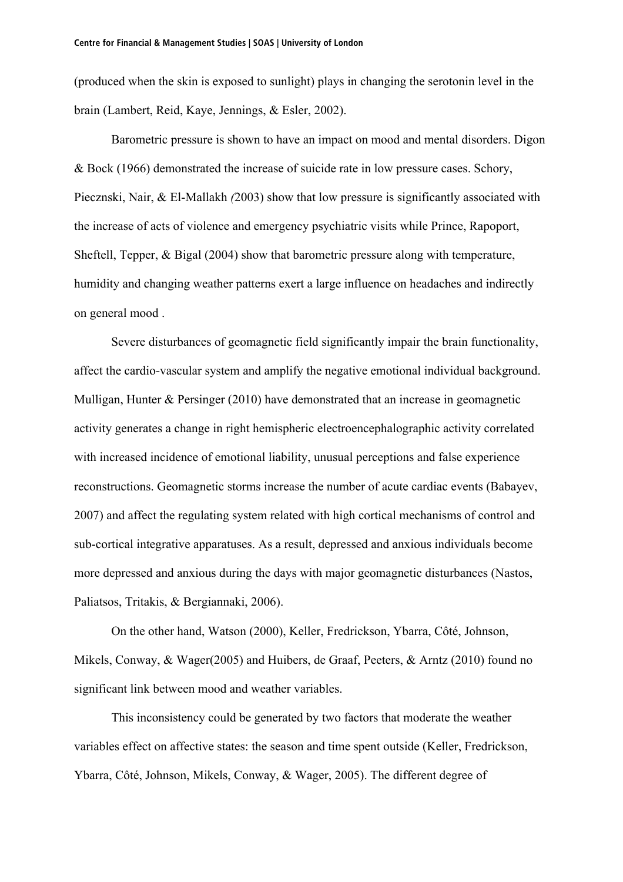(produced when the skin is exposed to sunlight) plays in changing the serotonin level in the brain (Lambert, Reid, Kaye, Jennings, & Esler, 2002).

Barometric pressure is shown to have an impact on mood and mental disorders. Digon & Bock (1966) demonstrated the increase of suicide rate in low pressure cases. Schory, Piecznski, Nair, & El-Mallakh *(*2003) show that low pressure is significantly associated with the increase of acts of violence and emergency psychiatric visits while Prince, Rapoport, Sheftell, Tepper, & Bigal (2004) show that barometric pressure along with temperature, humidity and changing weather patterns exert a large influence on headaches and indirectly on general mood .

Severe disturbances of geomagnetic field significantly impair the brain functionality, affect the cardio-vascular system and amplify the negative emotional individual background. Mulligan, Hunter & Persinger (2010) have demonstrated that an increase in geomagnetic activity generates a change in right hemispheric electroencephalographic activity correlated with increased incidence of emotional liability, unusual perceptions and false experience reconstructions. Geomagnetic storms increase the number of acute cardiac events (Babayev, 2007) and affect the regulating system related with high cortical mechanisms of control and sub-cortical integrative apparatuses. As a result, depressed and anxious individuals become more depressed and anxious during the days with major geomagnetic disturbances (Nastos, Paliatsos, Tritakis, & Bergiannaki, 2006).

On the other hand, Watson (2000), Keller, Fredrickson, Ybarra, Côté, Johnson, Mikels, Conway, & Wager(2005) and Huibers, de Graaf, Peeters, & Arntz (2010) found no significant link between mood and weather variables.

This inconsistency could be generated by two factors that moderate the weather variables effect on affective states: the season and time spent outside (Keller, Fredrickson, Ybarra, Côté, Johnson, Mikels, Conway, & Wager, 2005). The different degree of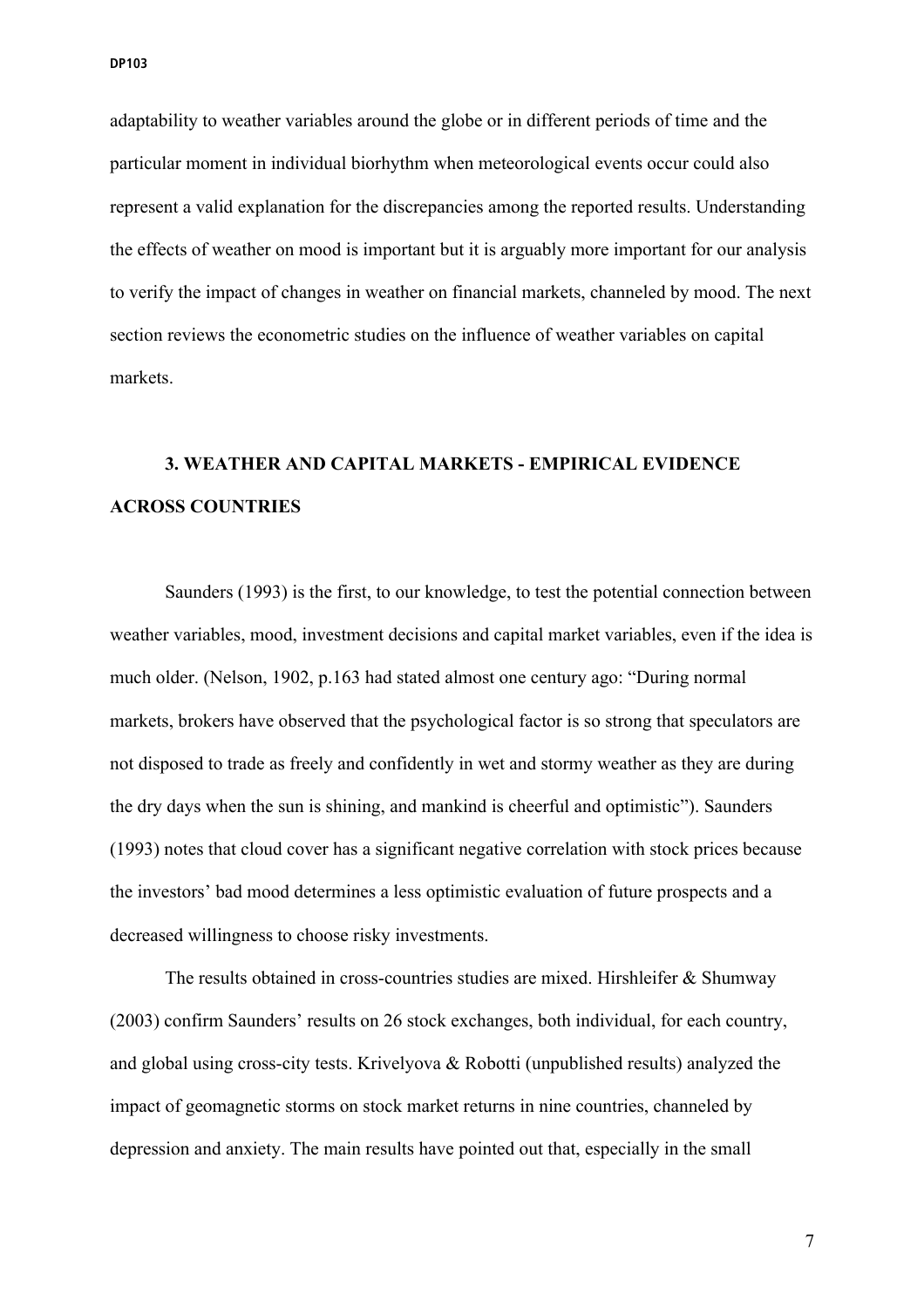adaptability to weather variables around the globe or in different periods of time and the particular moment in individual biorhythm when meteorological events occur could also represent a valid explanation for the discrepancies among the reported results. Understanding the effects of weather on mood is important but it is arguably more important for our analysis to verify the impact of changes in weather on financial markets, channeled by mood. The next section reviews the econometric studies on the influence of weather variables on capital markets.

## 3. WEATHER AND CAPITAL MARKETS - EMPIRICAL EVIDENCE ACROSS COUNTRIES

Saunders (1993) is the first, to our knowledge, to test the potential connection between weather variables, mood, investment decisions and capital market variables, even if the idea is much older. (Nelson, 1902, p.163 had stated almost one century ago: "During normal markets, brokers have observed that the psychological factor is so strong that speculators are not disposed to trade as freely and confidently in wet and stormy weather as they are during the dry days when the sun is shining, and mankind is cheerful and optimistic"). Saunders (1993) notes that cloud cover has a significant negative correlation with stock prices because the investors' bad mood determines a less optimistic evaluation of future prospects and a decreased willingness to choose risky investments.

The results obtained in cross-countries studies are mixed. Hirshleifer & Shumway (2003) confirm Saunders' results on 26 stock exchanges, both individual, for each country, and global using cross-city tests. Krivelyova & Robotti (unpublished results) analyzed the impact of geomagnetic storms on stock market returns in nine countries, channeled by depression and anxiety. The main results have pointed out that, especially in the small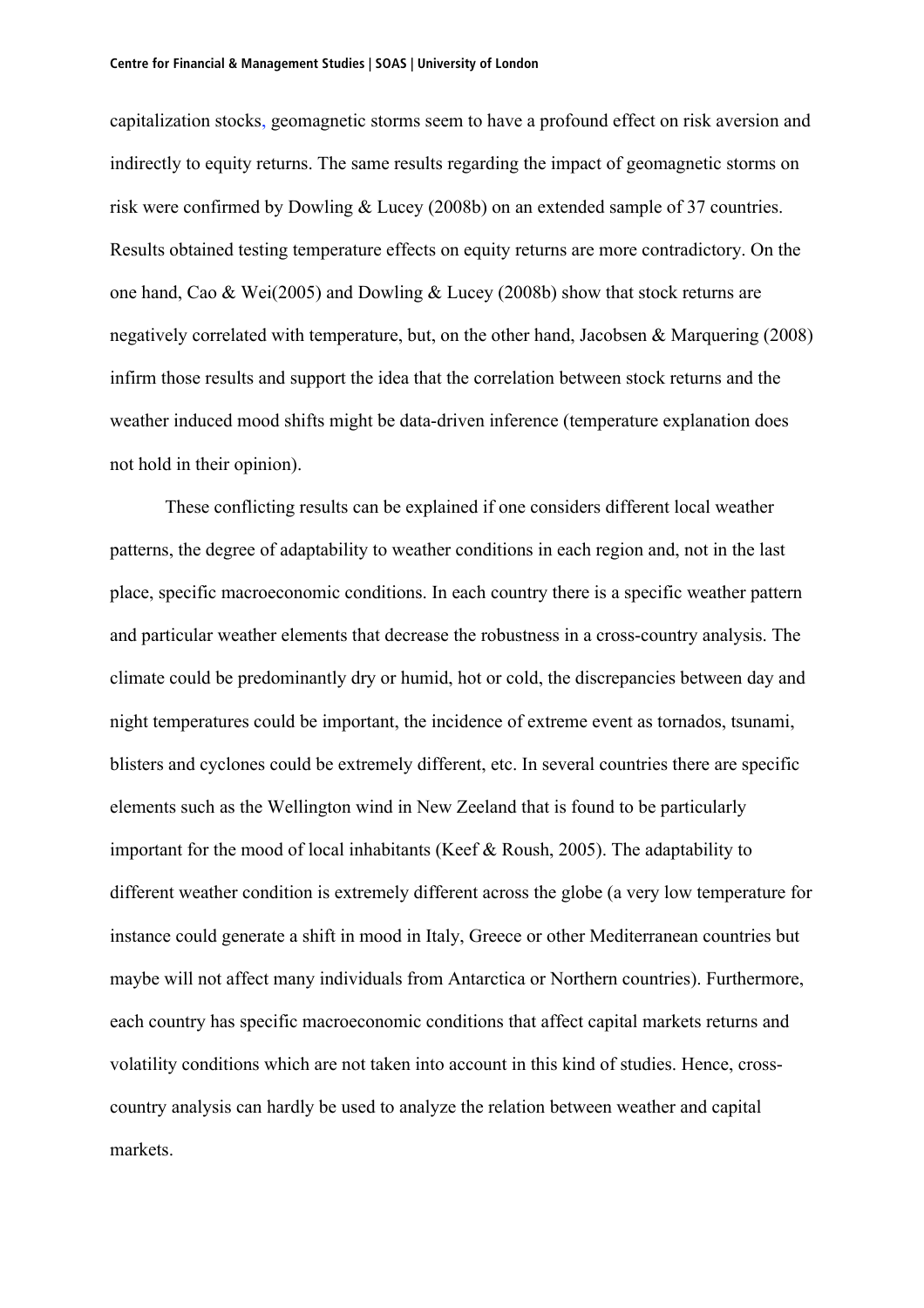capitalization stocks, geomagnetic storms seem to have a profound effect on risk aversion and indirectly to equity returns. The same results regarding the impact of geomagnetic storms on risk were confirmed by Dowling & Lucey (2008b) on an extended sample of 37 countries. Results obtained testing temperature effects on equity returns are more contradictory. On the one hand, Cao & Wei(2005) and Dowling & Lucey (2008b) show that stock returns are negatively correlated with temperature, but, on the other hand, Jacobsen & Marquering (2008) infirm those results and support the idea that the correlation between stock returns and the weather induced mood shifts might be data-driven inference (temperature explanation does not hold in their opinion).

These conflicting results can be explained if one considers different local weather patterns, the degree of adaptability to weather conditions in each region and, not in the last place, specific macroeconomic conditions. In each country there is a specific weather pattern and particular weather elements that decrease the robustness in a cross-country analysis. The climate could be predominantly dry or humid, hot or cold, the discrepancies between day and night temperatures could be important, the incidence of extreme event as tornados, tsunami, blisters and cyclones could be extremely different, etc. In several countries there are specific elements such as the Wellington wind in New Zeeland that is found to be particularly important for the mood of local inhabitants (Keef & Roush, 2005). The adaptability to different weather condition is extremely different across the globe (a very low temperature for instance could generate a shift in mood in Italy, Greece or other Mediterranean countries but maybe will not affect many individuals from Antarctica or Northern countries). Furthermore, each country has specific macroeconomic conditions that affect capital markets returns and volatility conditions which are not taken into account in this kind of studies. Hence, cross-country analysis can hardly be used to analyze the relation between weather and capital markets.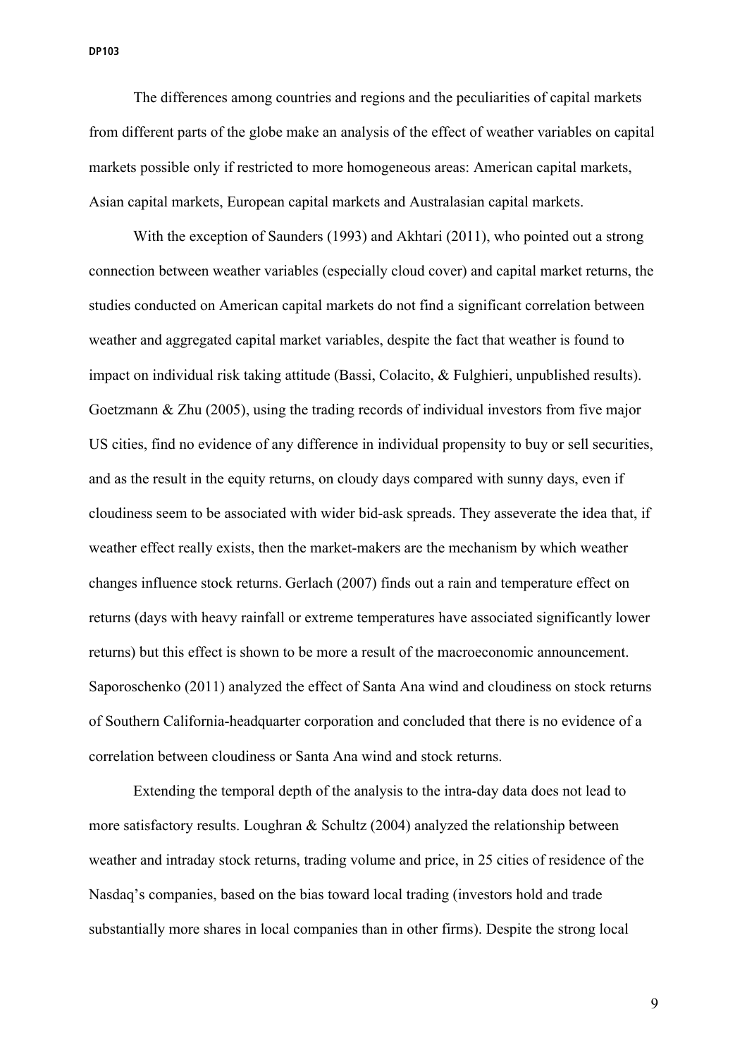The differences among countries and regions and the peculiarities of capital markets from different parts of the globe make an analysis of the effect of weather variables on capital markets possible only if restricted to more homogeneous areas: American capital markets, Asian capital markets, European capital markets and Australasian capital markets.

With the exception of Saunders (1993) and Akhtari (2011), who pointed out a strong connection between weather variables (especially cloud cover) and capital market returns, the studies conducted on American capital markets do not find a significant correlation between weather and aggregated capital market variables, despite the fact that weather is found to impact on individual risk taking attitude (Bassi, Colacito, & Fulghieri, unpublished results). Goetzmann & Zhu (2005), using the trading records of individual investors from five major US cities, find no evidence of any difference in individual propensity to buy or sell securities, and as the result in the equity returns, on cloudy days compared with sunny days, even if cloudiness seem to be associated with wider bid-ask spreads. They asseverate the idea that, if weather effect really exists, then the market-makers are the mechanism by which weather changes influence stock returns. Gerlach (2007) finds out a rain and temperature effect on returns (days with heavy rainfall or extreme temperatures have associated significantly lower returns) but this effect is shown to be more a result of the macroeconomic announcement. Saporoschenko (2011) analyzed the effect of Santa Ana wind and cloudiness on stock returns of Southern California-headquarter corporation and concluded that there is no evidence of a correlation between cloudiness or Santa Ana wind and stock returns.

Extending the temporal depth of the analysis to the intra-day data does not lead to more satisfactory results. Loughran & Schultz (2004) analyzed the relationship between weather and intraday stock returns, trading volume and price, in 25 cities of residence of the Nasdaq's companies, based on the bias toward local trading (investors hold and trade substantially more shares in local companies than in other firms). Despite the strong local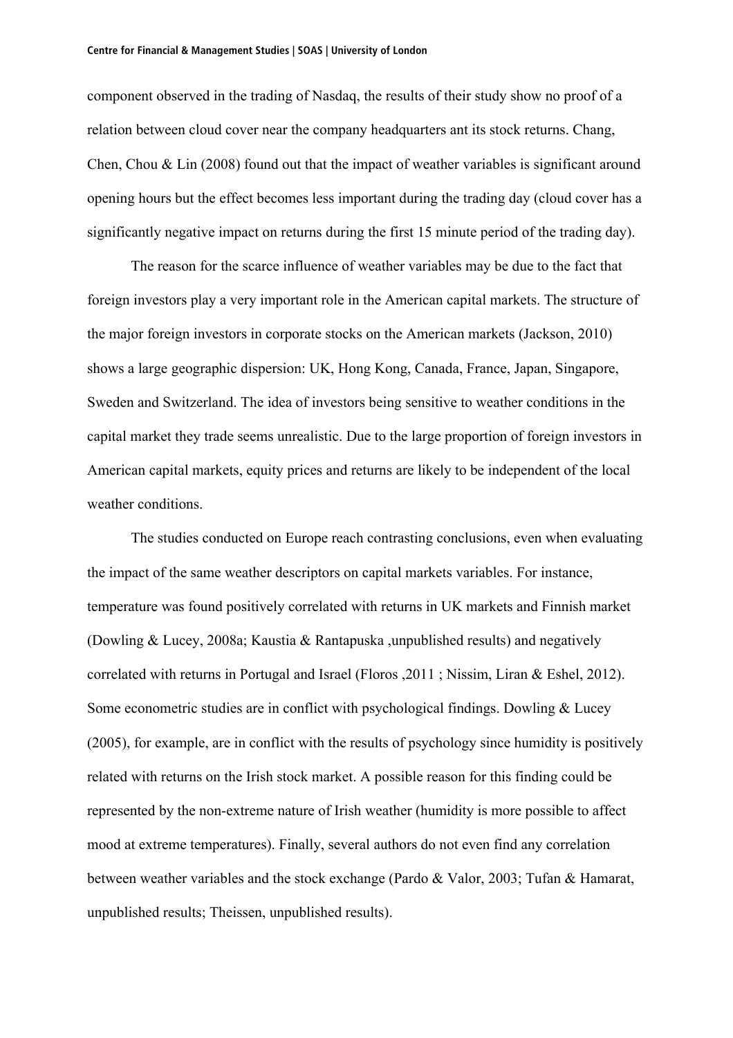component observed in the trading of Nasdaq, the results of their study show no proof of a relation between cloud cover near the company headquarters ant its stock returns. Chang, Chen, Chou & Lin (2008) found out that the impact of weather variables is significant around opening hours but the effect becomes less important during the trading day (cloud cover has a significantly negative impact on returns during the first 15 minute period of the trading day).

The reason for the scarce influence of weather variables may be due to the fact that foreign investors play a very important role in the American capital markets. The structure of the major foreign investors in corporate stocks on the American markets (Jackson, 2010) shows a large geographic dispersion: UK, Hong Kong, Canada, France, Japan, Singapore, Sweden and Switzerland. The idea of investors being sensitive to weather conditions in the capital market they trade seems unrealistic. Due to the large proportion of foreign investors in American capital markets, equity prices and returns are likely to be independent of the local weather conditions.

The studies conducted on Europe reach contrasting conclusions, even when evaluating the impact of the same weather descriptors on capital markets variables. For instance, temperature was found positively correlated with returns in UK markets and Finnish market (Dowling & Lucey, 2008a; Kaustia & Rantapuska ,unpublished results) and negatively correlated with returns in Portugal and Israel (Floros ,2011 ; Nissim, Liran & Eshel, 2012). Some econometric studies are in conflict with psychological findings. Dowling & Lucey (2005), for example, are in conflict with the results of psychology since humidity is positively related with returns on the Irish stock market. A possible reason for this finding could be represented by the non-extreme nature of Irish weather (humidity is more possible to affect mood at extreme temperatures). Finally, several authors do not even find any correlation between weather variables and the stock exchange (Pardo & Valor, 2003; Tufan & Hamarat, unpublished results; Theissen, unpublished results).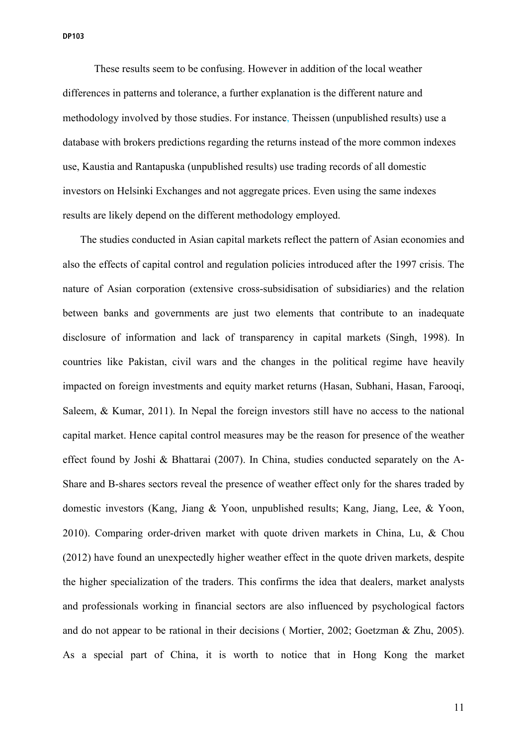These results seem to be confusing. However in addition of the local weather differences in patterns and tolerance, a further explanation is the different nature and methodology involved by those studies. For instance, Theissen (unpublished results) use a database with brokers predictions regarding the returns instead of the more common indexes use, Kaustia and Rantapuska (unpublished results) use trading records of all domestic investors on Helsinki Exchanges and not aggregate prices. Even using the same indexes results are likely depend on the different methodology employed.

The studies conducted in Asian capital markets reflect the pattern of Asian economies and also the effects of capital control and regulation policies introduced after the 1997 crisis. The nature of Asian corporation (extensive cross-subsidisation of subsidiaries) and the relation between banks and governments are just two elements that contribute to an inadequate disclosure of information and lack of transparency in capital markets (Singh, 1998). In countries like Pakistan, civil wars and the changes in the political regime have heavily impacted on foreign investments and equity market returns (Hasan, Subhani, Hasan, Farooqi, Saleem, & Kumar, 2011). In Nepal the foreign investors still have no access to the national capital market. Hence capital control measures may be the reason for presence of the weather effect found by Joshi & Bhattarai (2007). In China, studies conducted separately on the A-Share and B-shares sectors reveal the presence of weather effect only for the shares traded by domestic investors (Kang, Jiang & Yoon, unpublished results; Kang, Jiang, Lee, & Yoon, 2010). Comparing order-driven market with quote driven markets in China, Lu, & Chou (2012) have found an unexpectedly higher weather effect in the quote driven markets, despite the higher specialization of the traders. This confirms the idea that dealers, market analysts and professionals working in financial sectors are also influenced by psychological factors and do not appear to be rational in their decisions ( Mortier, 2002; Goetzman & Zhu, 2005). As a special part of China, it is worth to notice that in Hong Kong the market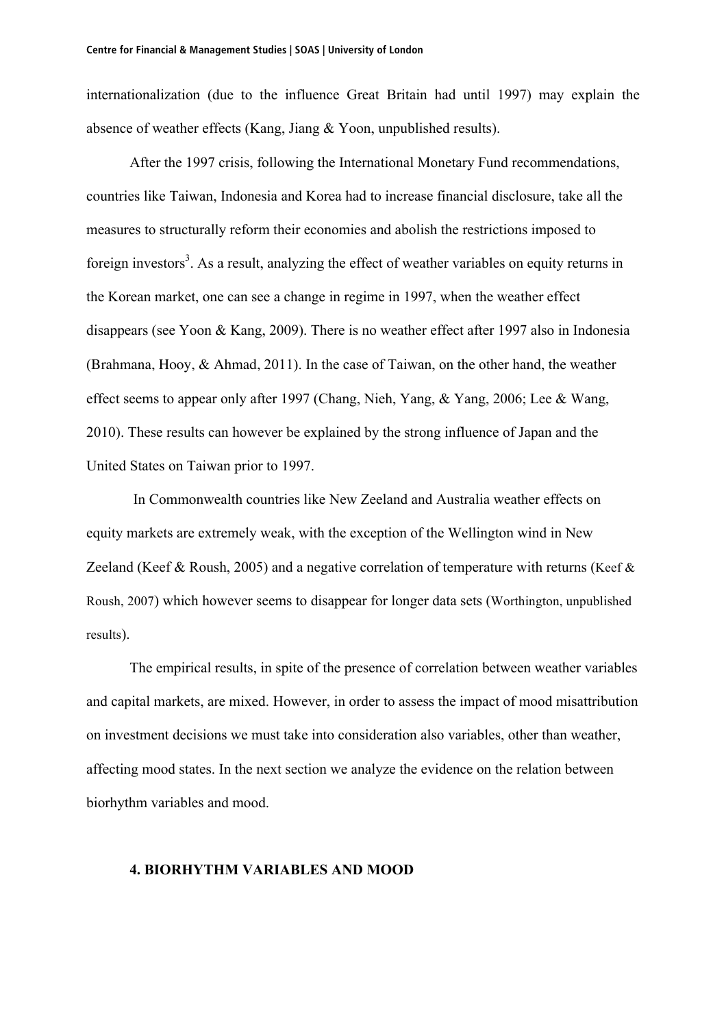internationalization (due to the influence Great Britain had until 1997) may explain the absence of weather effects (Kang, Jiang & Yoon, unpublished results).

After the 1997 crisis, following the International Monetary Fund recommendations, countries like Taiwan, Indonesia and Korea had to increase financial disclosure, take all the measures to structurally reform their economies and abolish the restrictions imposed to foreign investors[3]. As a result, analyzing the effect of weather variables on equity returns in the Korean market, one can see a change in regime in 1997, when the weather effect disappears (see Yoon & Kang, 2009). There is no weather effect after 1997 also in Indonesia (Brahmana, Hooy, & Ahmad, 2011). In the case of Taiwan, on the other hand, the weather effect seems to appear only after 1997 (Chang, Nieh, Yang, & Yang, 2006; Lee & Wang, 2010). These results can however be explained by the strong influence of Japan and the United States on Taiwan prior to 1997.

In Commonwealth countries like New Zeeland and Australia weather effects on equity markets are extremely weak, with the exception of the Wellington wind in New Zeeland (Keef & Roush, 2005) and a negative correlation of temperature with returns (Keef & Roush, 2007) which however seems to disappear for longer data sets (Worthington, unpublished results).

The empirical results, in spite of the presence of correlation between weather variables and capital markets, are mixed. However, in order to assess the impact of mood misattribution on investment decisions we must take into consideration also variables, other than weather, affecting mood states. In the next section we analyze the evidence on the relation between biorhythm variables and mood.

## 4. BIORHYTHM VARIABLES AND MOOD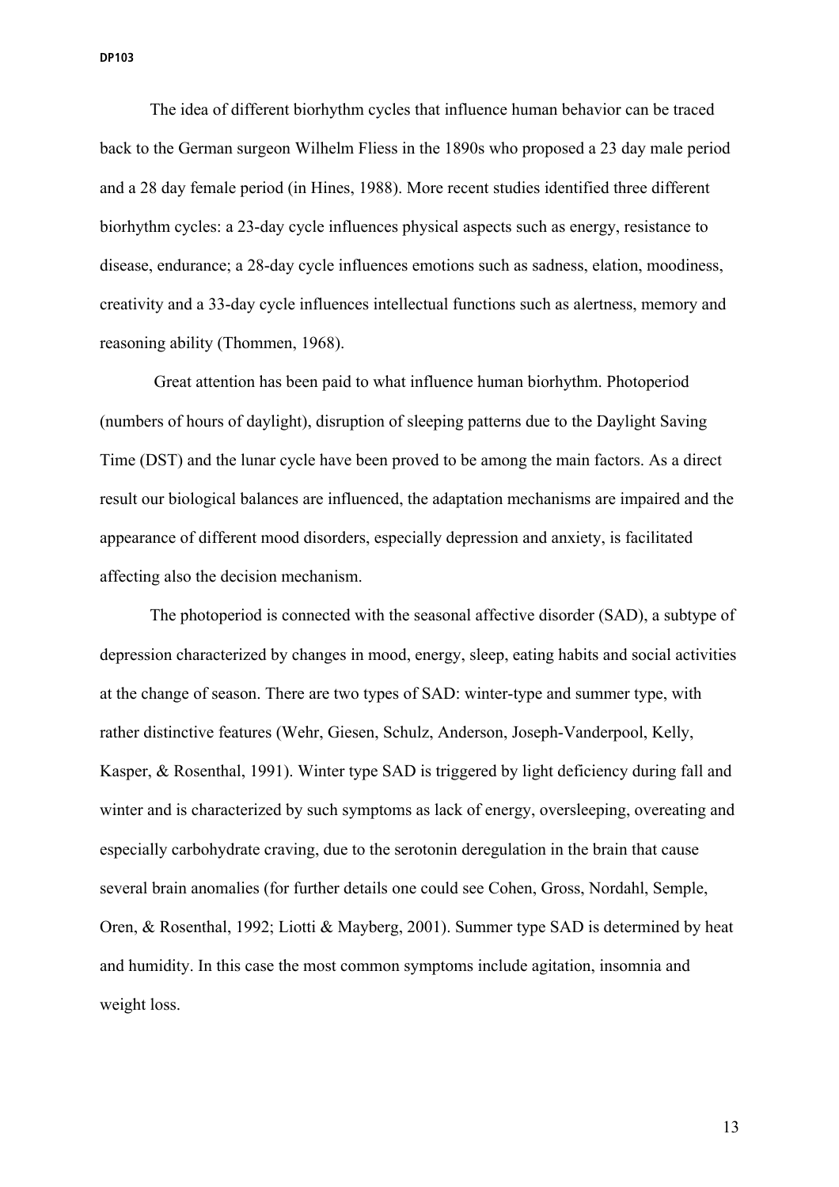The idea of different biorhythm cycles that influence human behavior can be traced back to the German surgeon Wilhelm Fliess in the 1890s who proposed a 23 day male period and a 28 day female period (in Hines, 1988). More recent studies identified three different biorhythm cycles: a 23-day cycle influences physical aspects such as energy, resistance to disease, endurance; a 28-day cycle influences emotions such as sadness, elation, moodiness, creativity and a 33-day cycle influences intellectual functions such as alertness, memory and reasoning ability (Thommen, 1968).

Great attention has been paid to what influence human biorhythm. Photoperiod (numbers of hours of daylight), disruption of sleeping patterns due to the Daylight Saving Time (DST) and the lunar cycle have been proved to be among the main factors. As a direct result our biological balances are influenced, the adaptation mechanisms are impaired and the appearance of different mood disorders, especially depression and anxiety, is facilitated affecting also the decision mechanism.

The photoperiod is connected with the seasonal affective disorder (SAD), a subtype of depression characterized by changes in mood, energy, sleep, eating habits and social activities at the change of season. There are two types of SAD: winter-type and summer type, with rather distinctive features (Wehr, Giesen, Schulz, Anderson, Joseph-Vanderpool, Kelly, Kasper, & Rosenthal, 1991). Winter type SAD is triggered by light deficiency during fall and winter and is characterized by such symptoms as lack of energy, oversleeping, overeating and especially carbohydrate craving, due to the serotonin deregulation in the brain that cause several brain anomalies (for further details one could see Cohen, Gross, Nordahl, Semple, Oren, & Rosenthal, 1992; Liotti & Mayberg, 2001). Summer type SAD is determined by heat and humidity. In this case the most common symptoms include agitation, insomnia and weight loss.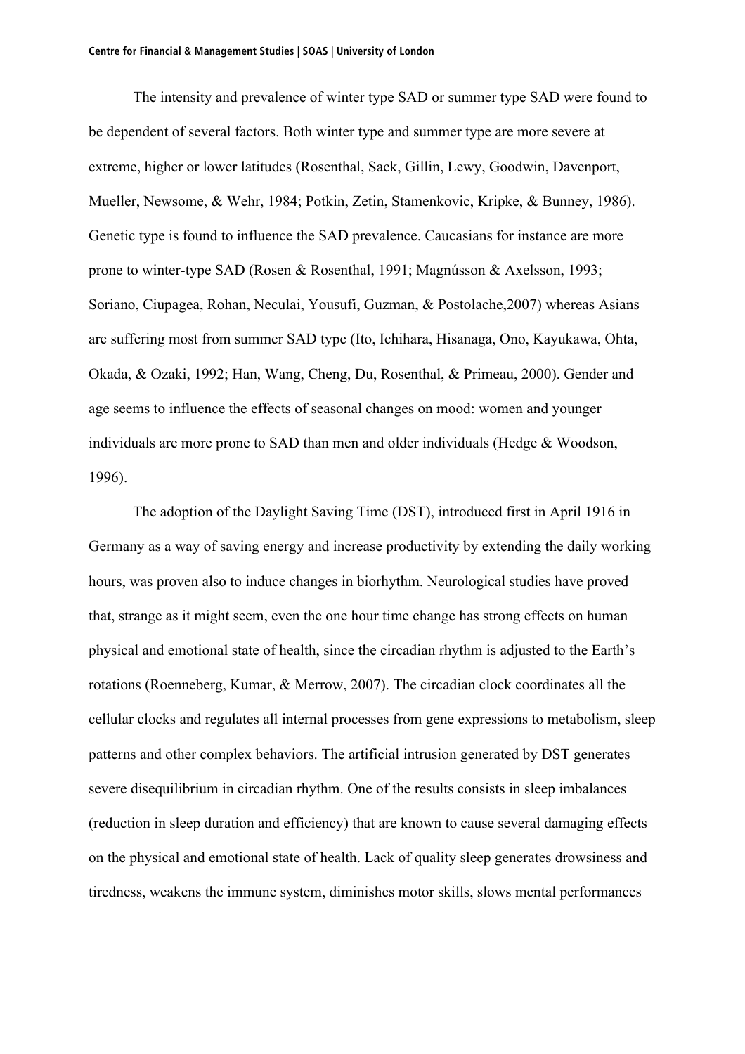The intensity and prevalence of winter type SAD or summer type SAD were found to be dependent of several factors. Both winter type and summer type are more severe at extreme, higher or lower latitudes (Rosenthal, Sack, Gillin, Lewy, Goodwin, Davenport, Mueller, Newsome, & Wehr, 1984; Potkin, Zetin, Stamenkovic, Kripke, & Bunney, 1986). Genetic type is found to influence the SAD prevalence. Caucasians for instance are more prone to winter-type SAD (Rosen & Rosenthal, 1991; Magnússon & Axelsson, 1993; Soriano, Ciupagea, Rohan, Neculai, Yousufi, Guzman, & Postolache,2007) whereas Asians are suffering most from summer SAD type (Ito, Ichihara, Hisanaga, Ono, Kayukawa, Ohta, Okada, & Ozaki, 1992; Han, Wang, Cheng, Du, Rosenthal, & Primeau, 2000). Gender and age seems to influence the effects of seasonal changes on mood: women and younger individuals are more prone to SAD than men and older individuals (Hedge & Woodson, 1996).

The adoption of the Daylight Saving Time (DST), introduced first in April 1916 in Germany as a way of saving energy and increase productivity by extending the daily working hours, was proven also to induce changes in biorhythm. Neurological studies have proved that, strange as it might seem, even the one hour time change has strong effects on human physical and emotional state of health, since the circadian rhythm is adjusted to the Earth's rotations (Roenneberg, Kumar, & Merrow, 2007). The circadian clock coordinates all the cellular clocks and regulates all internal processes from gene expressions to metabolism, sleep patterns and other complex behaviors. The artificial intrusion generated by DST generates severe disequilibrium in circadian rhythm. One of the results consists in sleep imbalances (reduction in sleep duration and efficiency) that are known to cause several damaging effects on the physical and emotional state of health. Lack of quality sleep generates drowsiness and tiredness, weakens the immune system, diminishes motor skills, slows mental performances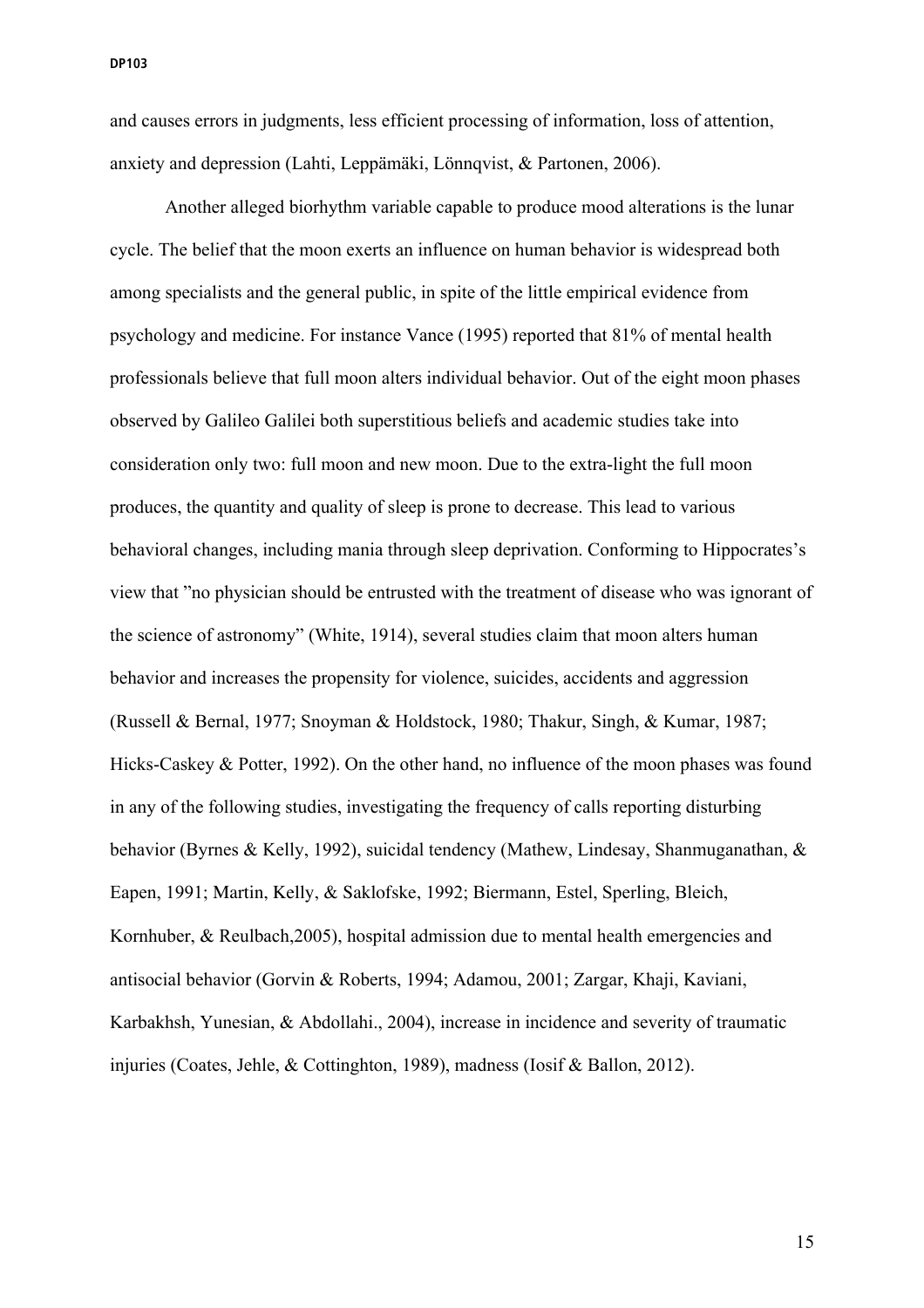and causes errors in judgments, less efficient processing of information, loss of attention, anxiety and depression (Lahti, Leppämäki, Lönnqvist, & Partonen, 2006).

Another alleged biorhythm variable capable to produce mood alterations is the lunar cycle. The belief that the moon exerts an influence on human behavior is widespread both among specialists and the general public, in spite of the little empirical evidence from psychology and medicine. For instance Vance (1995) reported that 81% of mental health professionals believe that full moon alters individual behavior. Out of the eight moon phases observed by Galileo Galilei both superstitious beliefs and academic studies take into consideration only two: full moon and new moon. Due to the extra-light the full moon produces, the quantity and quality of sleep is prone to decrease. This lead to various behavioral changes, including mania through sleep deprivation. Conforming to Hippocrates's view that "no physician should be entrusted with the treatment of disease who was ignorant of the science of astronomy" (White, 1914), several studies claim that moon alters human behavior and increases the propensity for violence, suicides, accidents and aggression (Russell & Bernal, 1977; Snoyman & Holdstock, 1980; Thakur, Singh, & Kumar, 1987; Hicks-Caskey & Potter, 1992). On the other hand, no influence of the moon phases was found in any of the following studies, investigating the frequency of calls reporting disturbing behavior (Byrnes & Kelly, 1992), suicidal tendency (Mathew, Lindesay, Shanmuganathan, & Eapen, 1991; Martin, Kelly, & Saklofske, 1992; Biermann, Estel, Sperling, Bleich, Kornhuber, & Reulbach,2005), hospital admission due to mental health emergencies and antisocial behavior (Gorvin & Roberts, 1994; Adamou, 2001; Zargar, Khaji, Kaviani, Karbakhsh, Yunesian, & Abdollahi., 2004), increase in incidence and severity of traumatic injuries (Coates, Jehle, & Cottinghton, 1989), madness (Iosif & Ballon, 2012).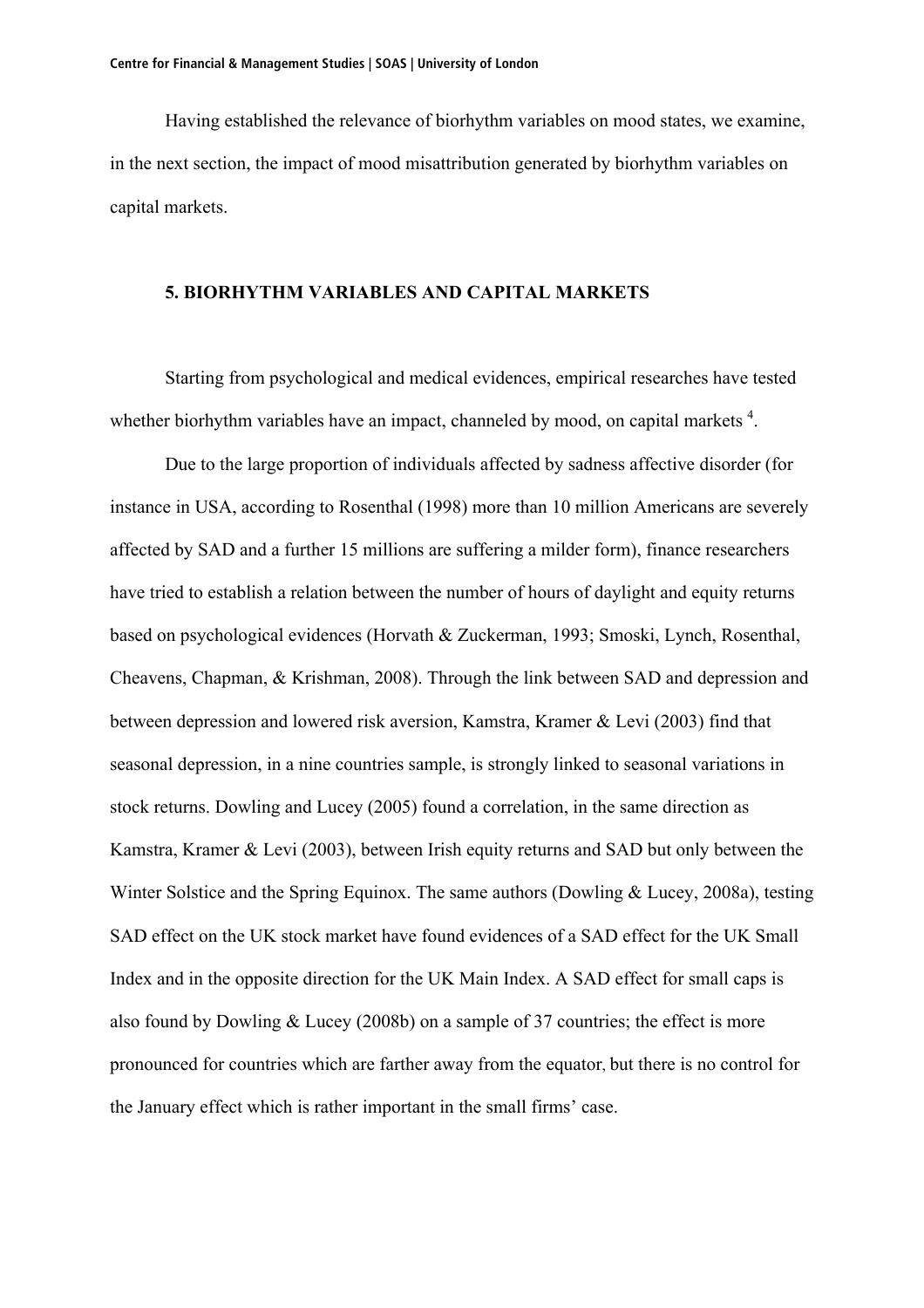Having established the relevance of biorhythm variables on mood states, we examine, in the next section, the impact of mood misattribution generated by biorhythm variables on capital markets.

## 5. BIORHYTHM VARIABLES AND CAPITAL MARKETS

Starting from psychological and medical evidences, empirical researches have tested whether biorhythm variables have an impact, channeled by mood, on capital markets [4].

Due to the large proportion of individuals affected by sadness affective disorder (for instance in USA, according to Rosenthal (1998) more than 10 million Americans are severely affected by SAD and a further 15 millions are suffering a milder form), finance researchers have tried to establish a relation between the number of hours of daylight and equity returns based on psychological evidences (Horvath & Zuckerman, 1993; Smoski, Lynch, Rosenthal, Cheavens, Chapman, & Krishman, 2008). Through the link between SAD and depression and between depression and lowered risk aversion, Kamstra, Kramer & Levi (2003) find that seasonal depression, in a nine countries sample, is strongly linked to seasonal variations in stock returns. Dowling and Lucey (2005) found a correlation, in the same direction as Kamstra, Kramer & Levi (2003), between Irish equity returns and SAD but only between the Winter Solstice and the Spring Equinox. The same authors (Dowling & Lucey, 2008a), testing SAD effect on the UK stock market have found evidences of a SAD effect for the UK Small Index and in the opposite direction for the UK Main Index. A SAD effect for small caps is also found by Dowling & Lucey (2008b) on a sample of 37 countries; the effect is more pronounced for countries which are farther away from the equator, but there is no control for the January effect which is rather important in the small firms' case.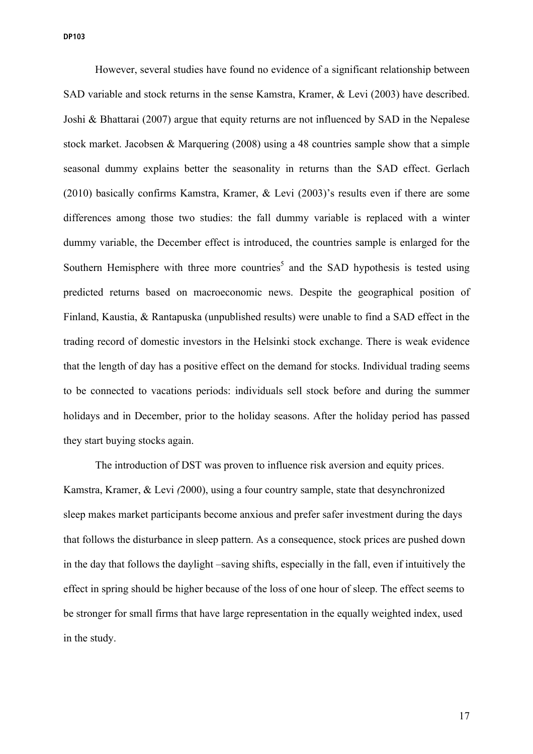However, several studies have found no evidence of a significant relationship between SAD variable and stock returns in the sense Kamstra, Kramer, & Levi (2003) have described. Joshi & Bhattarai (2007) argue that equity returns are not influenced by SAD in the Nepalese stock market. Jacobsen & Marquering (2008) using a 48 countries sample show that a simple seasonal dummy explains better the seasonality in returns than the SAD effect. Gerlach (2010) basically confirms Kamstra, Kramer, & Levi (2003)'s results even if there are some differences among those two studies: the fall dummy variable is replaced with a winter dummy variable, the December effect is introduced, the countries sample is enlarged for the Southern Hemisphere with three more countries[5] and the SAD hypothesis is tested using predicted returns based on macroeconomic news. Despite the geographical position of Finland, Kaustia, & Rantapuska (unpublished results) were unable to find a SAD effect in the trading record of domestic investors in the Helsinki stock exchange. There is weak evidence that the length of day has a positive effect on the demand for stocks. Individual trading seems to be connected to vacations periods: individuals sell stock before and during the summer holidays and in December, prior to the holiday seasons. After the holiday period has passed they start buying stocks again.

The introduction of DST was proven to influence risk aversion and equity prices. Kamstra, Kramer, & Levi *(*2000), using a four country sample, state that desynchronized sleep makes market participants become anxious and prefer safer investment during the days that follows the disturbance in sleep pattern. As a consequence, stock prices are pushed down in the day that follows the daylight –saving shifts, especially in the fall, even if intuitively the effect in spring should be higher because of the loss of one hour of sleep. The effect seems to be stronger for small firms that have large representation in the equally weighted index, used in the study.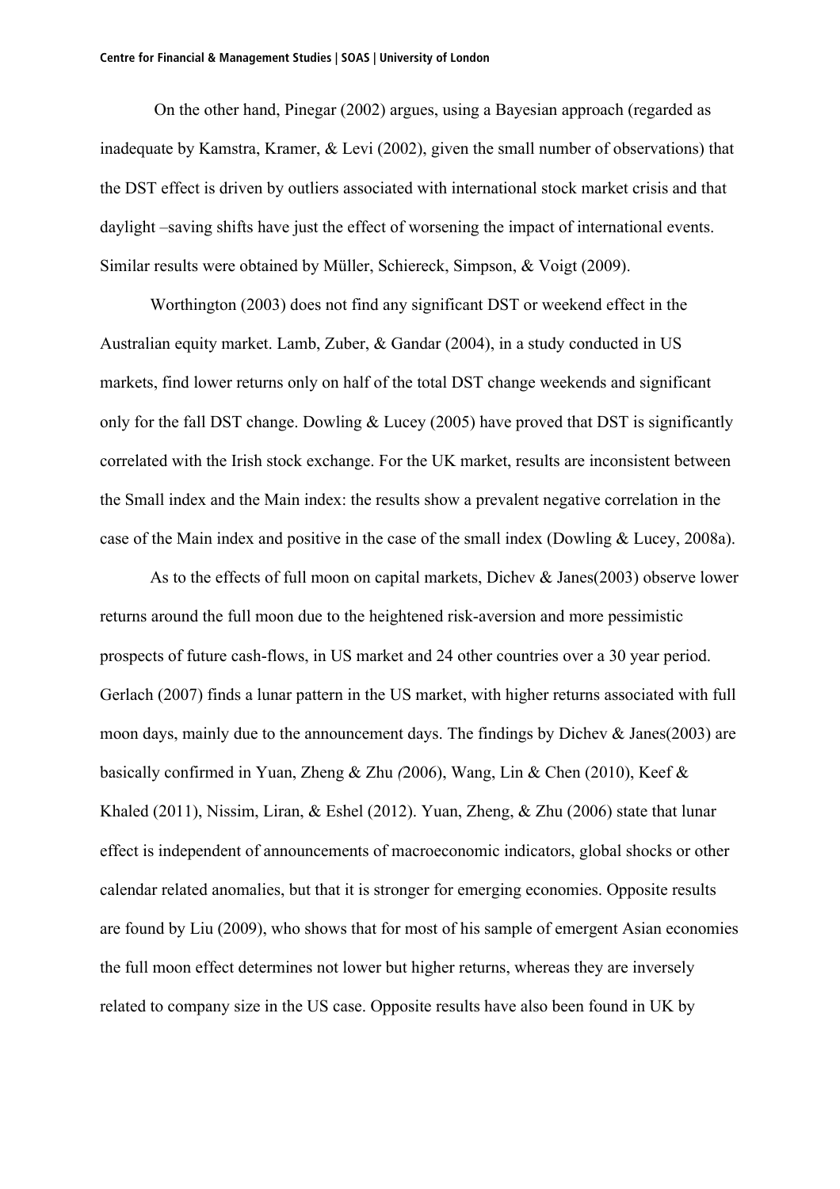On the other hand, Pinegar (2002) argues, using a Bayesian approach (regarded as inadequate by Kamstra, Kramer, & Levi (2002), given the small number of observations) that the DST effect is driven by outliers associated with international stock market crisis and that daylight –saving shifts have just the effect of worsening the impact of international events. Similar results were obtained by Müller, Schiereck, Simpson, & Voigt (2009).

Worthington (2003) does not find any significant DST or weekend effect in the Australian equity market. Lamb, Zuber, & Gandar (2004), in a study conducted in US markets, find lower returns only on half of the total DST change weekends and significant only for the fall DST change. Dowling & Lucey (2005) have proved that DST is significantly correlated with the Irish stock exchange. For the UK market, results are inconsistent between the Small index and the Main index: the results show a prevalent negative correlation in the case of the Main index and positive in the case of the small index (Dowling & Lucey, 2008a).

As to the effects of full moon on capital markets, Dichev & Janes(2003) observe lower returns around the full moon due to the heightened risk-aversion and more pessimistic prospects of future cash-flows, in US market and 24 other countries over a 30 year period. Gerlach (2007) finds a lunar pattern in the US market, with higher returns associated with full moon days, mainly due to the announcement days. The findings by Dichev & Janes(2003) are basically confirmed in Yuan, Zheng & Zhu *(*2006), Wang, Lin & Chen (2010), Keef & Khaled (2011), Nissim, Liran, & Eshel (2012). Yuan, Zheng, & Zhu (2006) state that lunar effect is independent of announcements of macroeconomic indicators, global shocks or other calendar related anomalies, but that it is stronger for emerging economies. Opposite results are found by Liu (2009), who shows that for most of his sample of emergent Asian economies the full moon effect determines not lower but higher returns, whereas they are inversely related to company size in the US case. Opposite results have also been found in UK by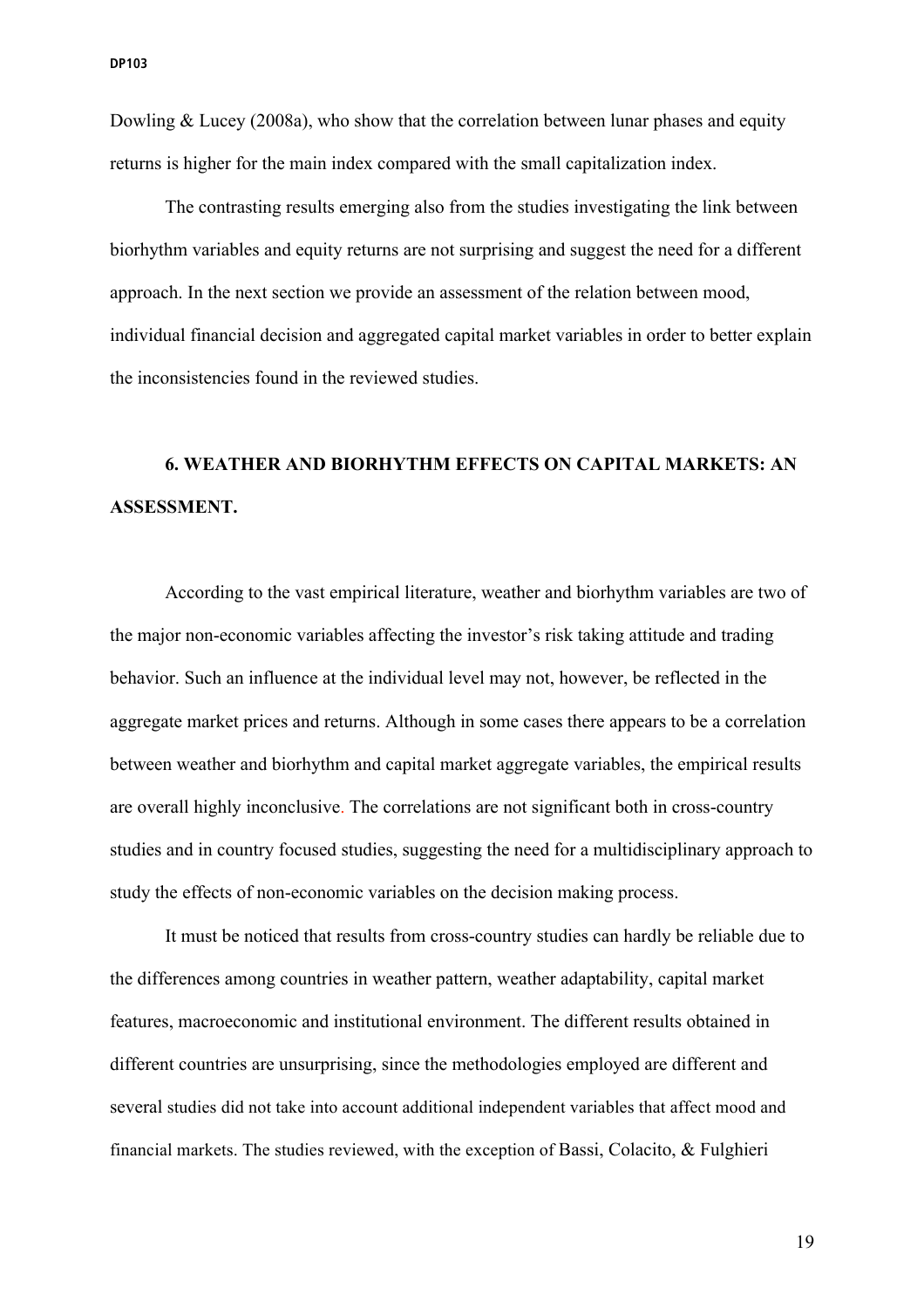Dowling & Lucey (2008a), who show that the correlation between lunar phases and equity returns is higher for the main index compared with the small capitalization index.

The contrasting results emerging also from the studies investigating the link between biorhythm variables and equity returns are not surprising and suggest the need for a different approach. In the next section we provide an assessment of the relation between mood, individual financial decision and aggregated capital market variables in order to better explain the inconsistencies found in the reviewed studies.

## 6. WEATHER AND BIORHYTHM EFFECTS ON CAPITAL MARKETS: AN ASSESSMENT.

According to the vast empirical literature, weather and biorhythm variables are two of the major non-economic variables affecting the investor's risk taking attitude and trading behavior. Such an influence at the individual level may not, however, be reflected in the aggregate market prices and returns. Although in some cases there appears to be a correlation between weather and biorhythm and capital market aggregate variables, the empirical results are overall highly inconclusive. The correlations are not significant both in cross-country studies and in country focused studies, suggesting the need for a multidisciplinary approach to study the effects of non-economic variables on the decision making process.

It must be noticed that results from cross-country studies can hardly be reliable due to the differences among countries in weather pattern, weather adaptability, capital market features, macroeconomic and institutional environment. The different results obtained in different countries are unsurprising, since the methodologies employed are different and several studies did not take into account additional independent variables that affect mood and financial markets. The studies reviewed, with the exception of Bassi, Colacito, & Fulghieri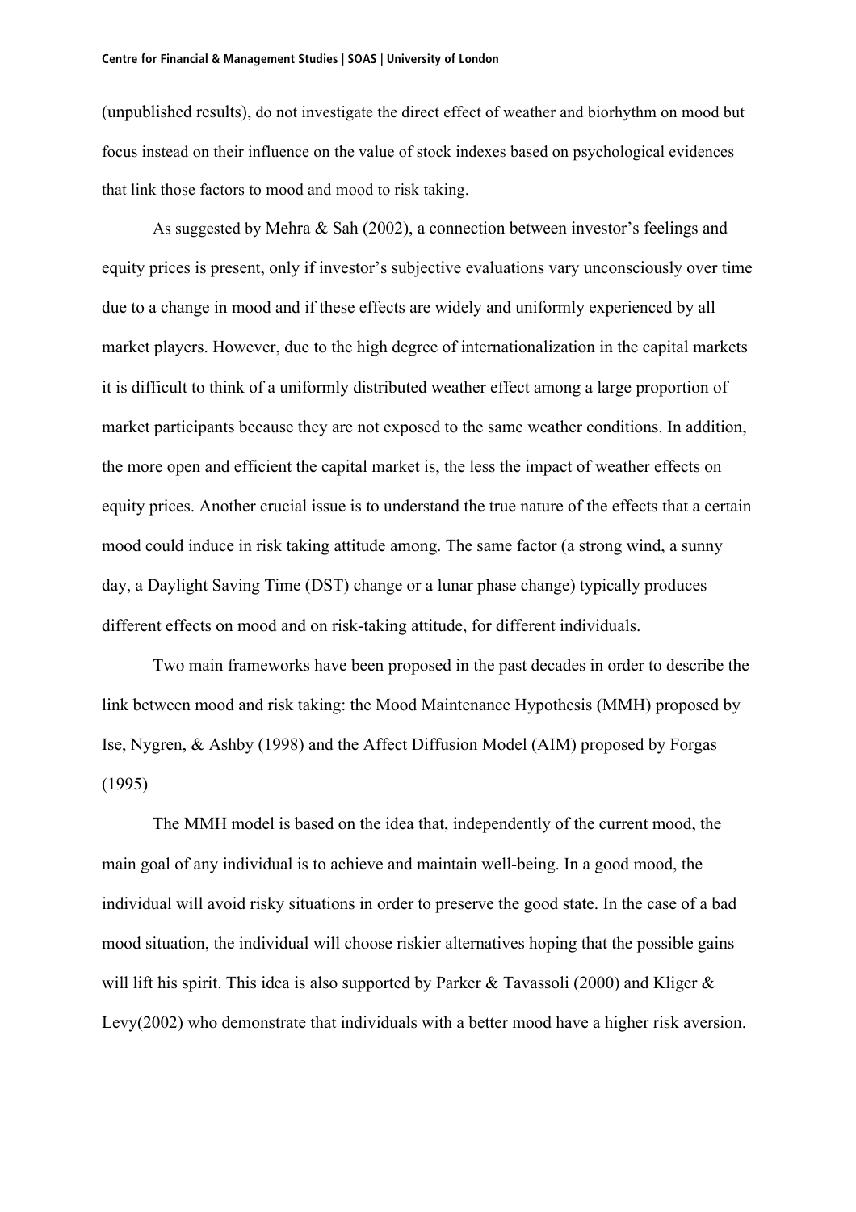(unpublished results), do not investigate the direct effect of weather and biorhythm on mood but focus instead on their influence on the value of stock indexes based on psychological evidences that link those factors to mood and mood to risk taking.

As suggested by Mehra & Sah (2002), a connection between investor's feelings and equity prices is present, only if investor's subjective evaluations vary unconsciously over time due to a change in mood and if these effects are widely and uniformly experienced by all market players. However, due to the high degree of internationalization in the capital markets it is difficult to think of a uniformly distributed weather effect among a large proportion of market participants because they are not exposed to the same weather conditions. In addition, the more open and efficient the capital market is, the less the impact of weather effects on equity prices. Another crucial issue is to understand the true nature of the effects that a certain mood could induce in risk taking attitude among. The same factor (a strong wind, a sunny day, a Daylight Saving Time (DST) change or a lunar phase change) typically produces different effects on mood and on risk-taking attitude, for different individuals.

Two main frameworks have been proposed in the past decades in order to describe the link between mood and risk taking: the Mood Maintenance Hypothesis (MMH) proposed by Ise, Nygren, & Ashby (1998) and the Affect Diffusion Model (AIM) proposed by Forgas (1995)

The MMH model is based on the idea that, independently of the current mood, the main goal of any individual is to achieve and maintain well-being. In a good mood, the individual will avoid risky situations in order to preserve the good state. In the case of a bad mood situation, the individual will choose riskier alternatives hoping that the possible gains will lift his spirit. This idea is also supported by Parker & Tavassoli (2000) and Kliger & Levy(2002) who demonstrate that individuals with a better mood have a higher risk aversion.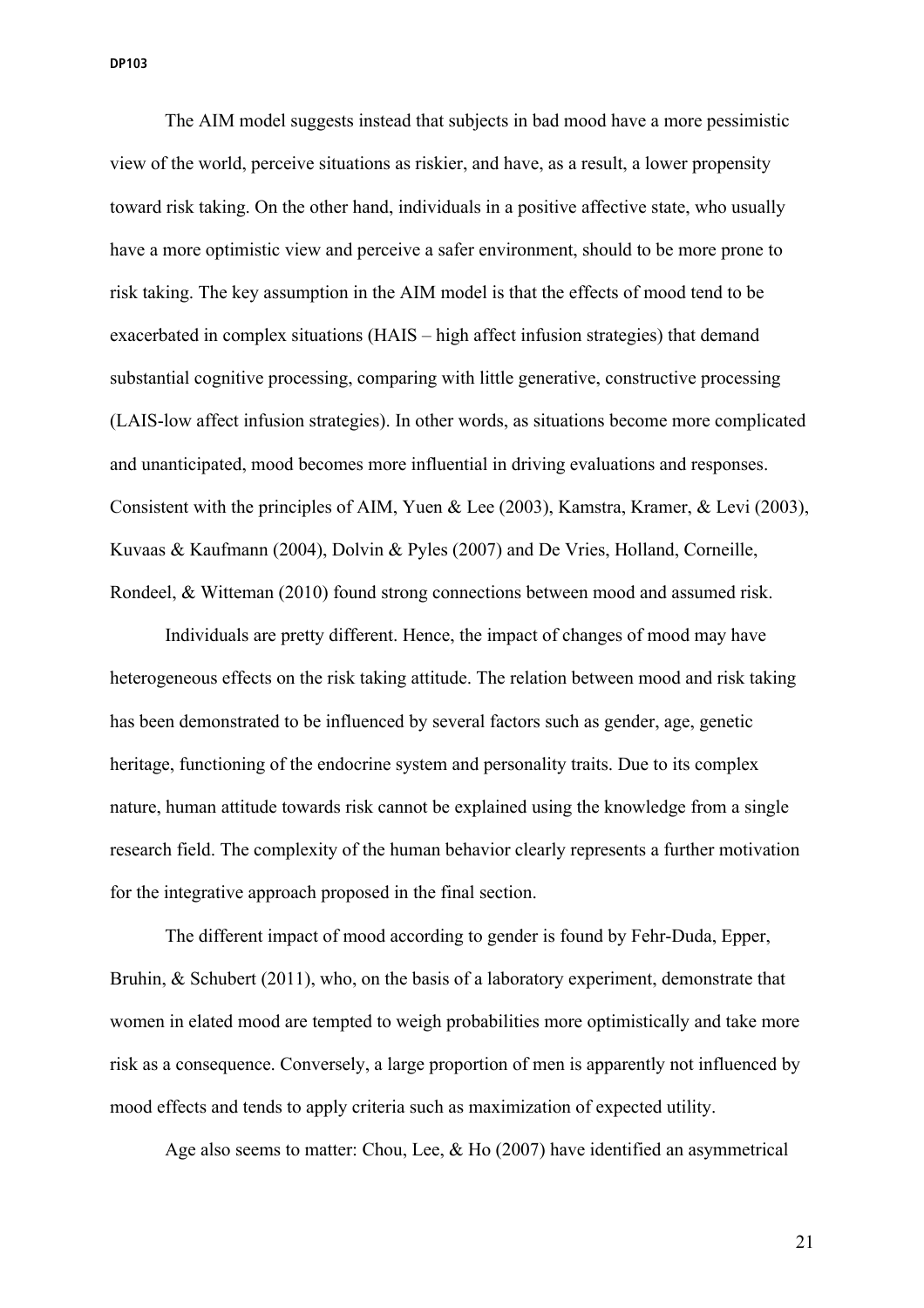The AIM model suggests instead that subjects in bad mood have a more pessimistic view of the world, perceive situations as riskier, and have, as a result, a lower propensity toward risk taking. On the other hand, individuals in a positive affective state, who usually have a more optimistic view and perceive a safer environment, should to be more prone to risk taking. The key assumption in the AIM model is that the effects of mood tend to be exacerbated in complex situations (HAIS – high affect infusion strategies) that demand substantial cognitive processing, comparing with little generative, constructive processing (LAIS-low affect infusion strategies). In other words, as situations become more complicated and unanticipated, mood becomes more influential in driving evaluations and responses. Consistent with the principles of AIM, Yuen & Lee (2003), Kamstra, Kramer, & Levi (2003), Kuvaas & Kaufmann (2004), Dolvin & Pyles (2007) and De Vries, Holland, Corneille, Rondeel, & Witteman (2010) found strong connections between mood and assumed risk.

Individuals are pretty different. Hence, the impact of changes of mood may have heterogeneous effects on the risk taking attitude. The relation between mood and risk taking has been demonstrated to be influenced by several factors such as gender, age, genetic heritage, functioning of the endocrine system and personality traits. Due to its complex nature, human attitude towards risk cannot be explained using the knowledge from a single research field. The complexity of the human behavior clearly represents a further motivation for the integrative approach proposed in the final section.

The different impact of mood according to gender is found by Fehr-Duda, Epper, Bruhin, & Schubert (2011), who, on the basis of a laboratory experiment, demonstrate that women in elated mood are tempted to weigh probabilities more optimistically and take more risk as a consequence. Conversely, a large proportion of men is apparently not influenced by mood effects and tends to apply criteria such as maximization of expected utility.

Age also seems to matter: Chou, Lee, & Ho (2007) have identified an asymmetrical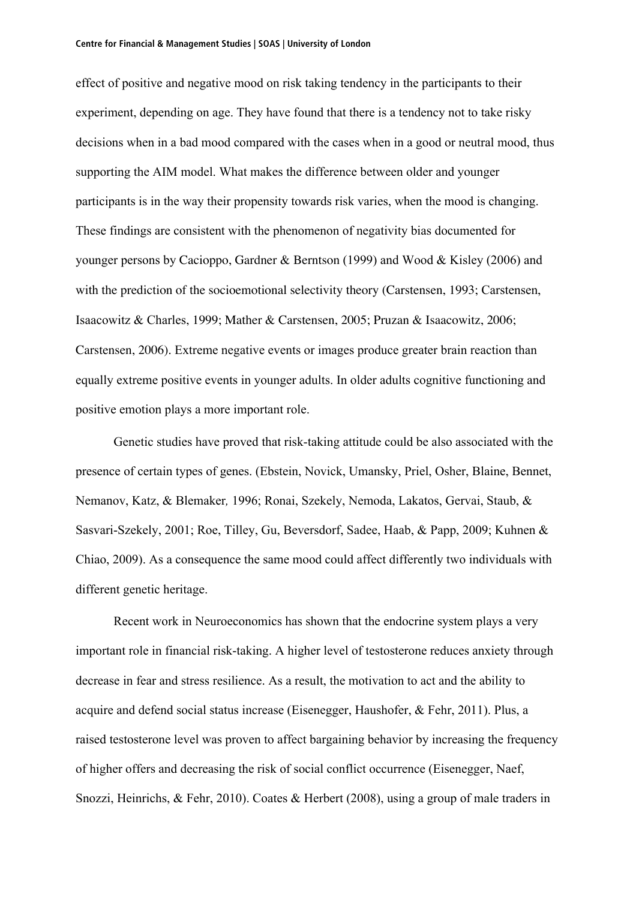effect of positive and negative mood on risk taking tendency in the participants to their experiment, depending on age. They have found that there is a tendency not to take risky decisions when in a bad mood compared with the cases when in a good or neutral mood, thus supporting the AIM model. What makes the difference between older and younger participants is in the way their propensity towards risk varies, when the mood is changing. These findings are consistent with the phenomenon of negativity bias documented for younger persons by Cacioppo, Gardner & Berntson (1999) and Wood & Kisley (2006) and with the prediction of the socioemotional selectivity theory (Carstensen, 1993; Carstensen, Isaacowitz & Charles, 1999; Mather & Carstensen, 2005; Pruzan & Isaacowitz, 2006; Carstensen, 2006). Extreme negative events or images produce greater brain reaction than equally extreme positive events in younger adults. In older adults cognitive functioning and positive emotion plays a more important role.

Genetic studies have proved that risk-taking attitude could be also associated with the presence of certain types of genes. (Ebstein, Novick, Umansky, Priel, Osher, Blaine, Bennet, Nemanov, Katz, & Blemaker, 1996; Ronai, Szekely, Nemoda, Lakatos, Gervai, Staub, & Sasvari-Szekely, 2001; Roe, Tilley, Gu, Beversdorf, Sadee, Haab, & Papp, 2009; Kuhnen & Chiao, 2009). As a consequence the same mood could affect differently two individuals with different genetic heritage.

Recent work in Neuroeconomics has shown that the endocrine system plays a very important role in financial risk-taking. A higher level of testosterone reduces anxiety through decrease in fear and stress resilience. As a result, the motivation to act and the ability to acquire and defend social status increase (Eisenegger, Haushofer, & Fehr, 2011). Plus, a raised testosterone level was proven to affect bargaining behavior by increasing the frequency of higher offers and decreasing the risk of social conflict occurrence (Eisenegger, Naef, Snozzi, Heinrichs, & Fehr, 2010). Coates & Herbert (2008), using a group of male traders in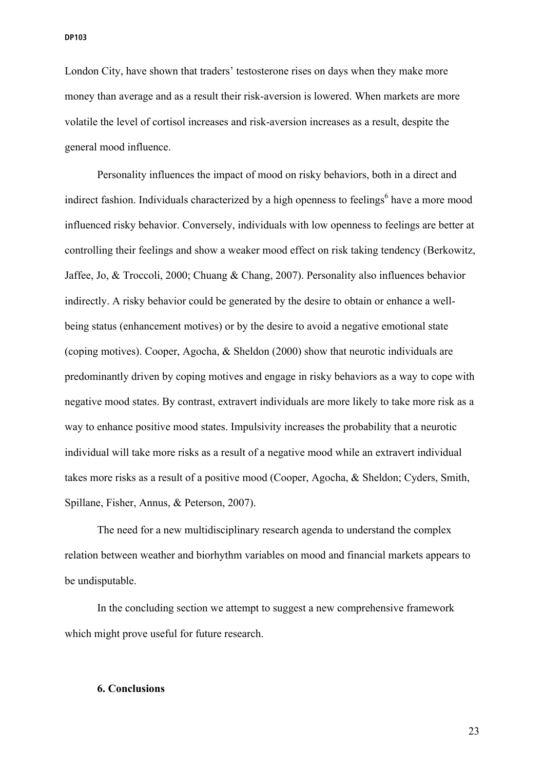London City, have shown that traders' testosterone rises on days when they make more money than average and as a result their risk-aversion is lowered. When markets are more volatile the level of cortisol increases and risk-aversion increases as a result, despite the general mood influence.

Personality influences the impact of mood on risky behaviors, both in a direct and indirect fashion. Individuals characterized by a high openness to feelings[6] have a more mood influenced risky behavior. Conversely, individuals with low openness to feelings are better at controlling their feelings and show a weaker mood effect on risk taking tendency (Berkowitz, Jaffee, Jo, & Troccoli, 2000; Chuang & Chang, 2007). Personality also influences behavior indirectly. A risky behavior could be generated by the desire to obtain or enhance a well-being status (enhancement motives) or by the desire to avoid a negative emotional state (coping motives). Cooper, Agocha, & Sheldon (2000) show that neurotic individuals are predominantly driven by coping motives and engage in risky behaviors as a way to cope with negative mood states. By contrast, extravert individuals are more likely to take more risk as a way to enhance positive mood states. Impulsivity increases the probability that a neurotic individual will take more risks as a result of a negative mood while an extravert individual takes more risks as a result of a positive mood (Cooper, Agocha, & Sheldon; Cyders, Smith, Spillane, Fisher, Annus, & Peterson, 2007).

The need for a new multidisciplinary research agenda to understand the complex relation between weather and biorhythm variables on mood and financial markets appears to be undisputable.

In the concluding section we attempt to suggest a new comprehensive framework which might prove useful for future research.

## 6. Conclusions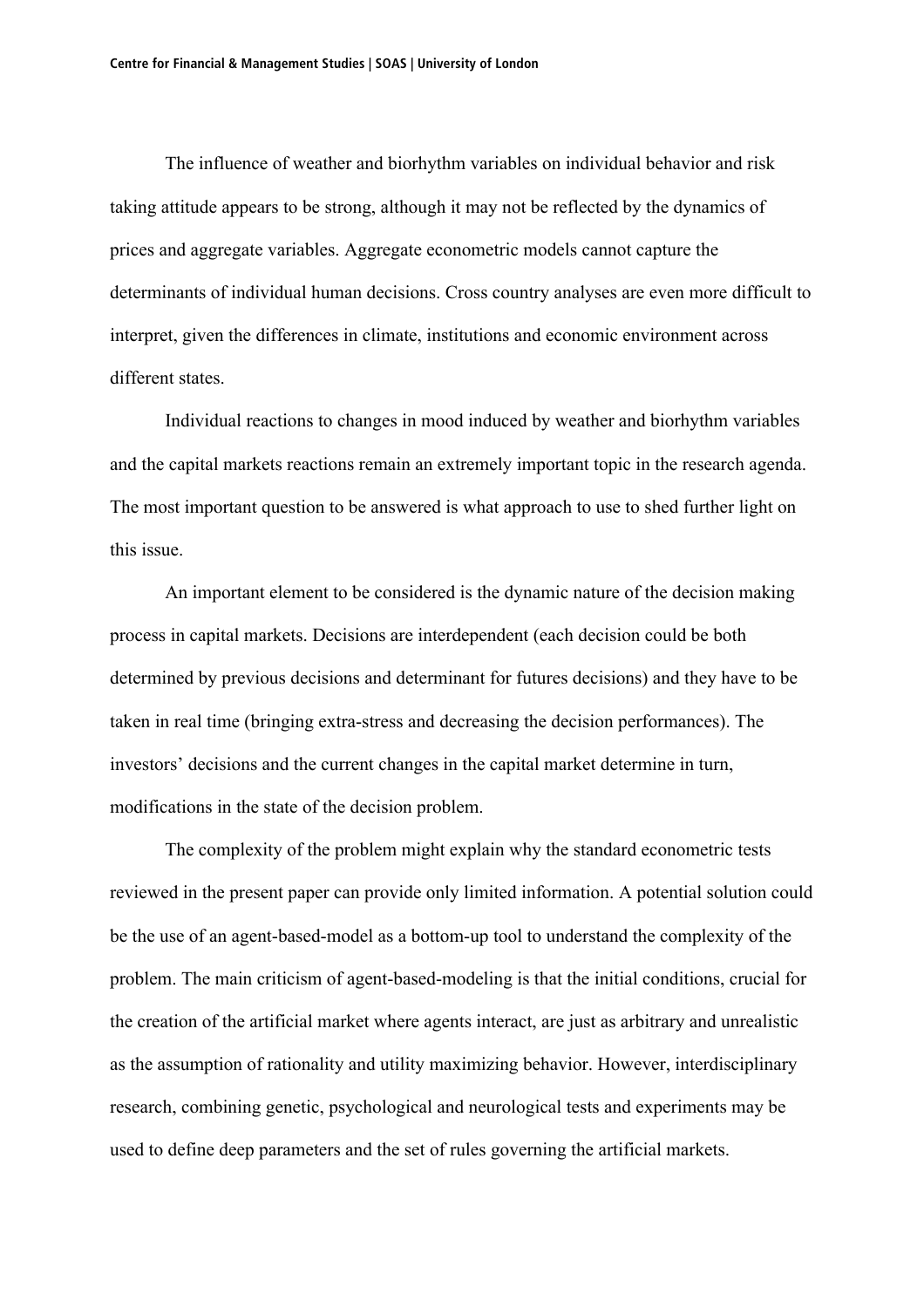The influence of weather and biorhythm variables on individual behavior and risk taking attitude appears to be strong, although it may not be reflected by the dynamics of prices and aggregate variables. Aggregate econometric models cannot capture the determinants of individual human decisions. Cross country analyses are even more difficult to interpret, given the differences in climate, institutions and economic environment across different states.

Individual reactions to changes in mood induced by weather and biorhythm variables and the capital markets reactions remain an extremely important topic in the research agenda. The most important question to be answered is what approach to use to shed further light on this issue.

An important element to be considered is the dynamic nature of the decision making process in capital markets. Decisions are interdependent (each decision could be both determined by previous decisions and determinant for futures decisions) and they have to be taken in real time (bringing extra-stress and decreasing the decision performances). The investors' decisions and the current changes in the capital market determine in turn, modifications in the state of the decision problem.

The complexity of the problem might explain why the standard econometric tests reviewed in the present paper can provide only limited information. A potential solution could be the use of an agent-based-model as a bottom-up tool to understand the complexity of the problem. The main criticism of agent-based-modeling is that the initial conditions, crucial for the creation of the artificial market where agents interact, are just as arbitrary and unrealistic as the assumption of rationality and utility maximizing behavior. However, interdisciplinary research, combining genetic, psychological and neurological tests and experiments may be used to define deep parameters and the set of rules governing the artificial markets.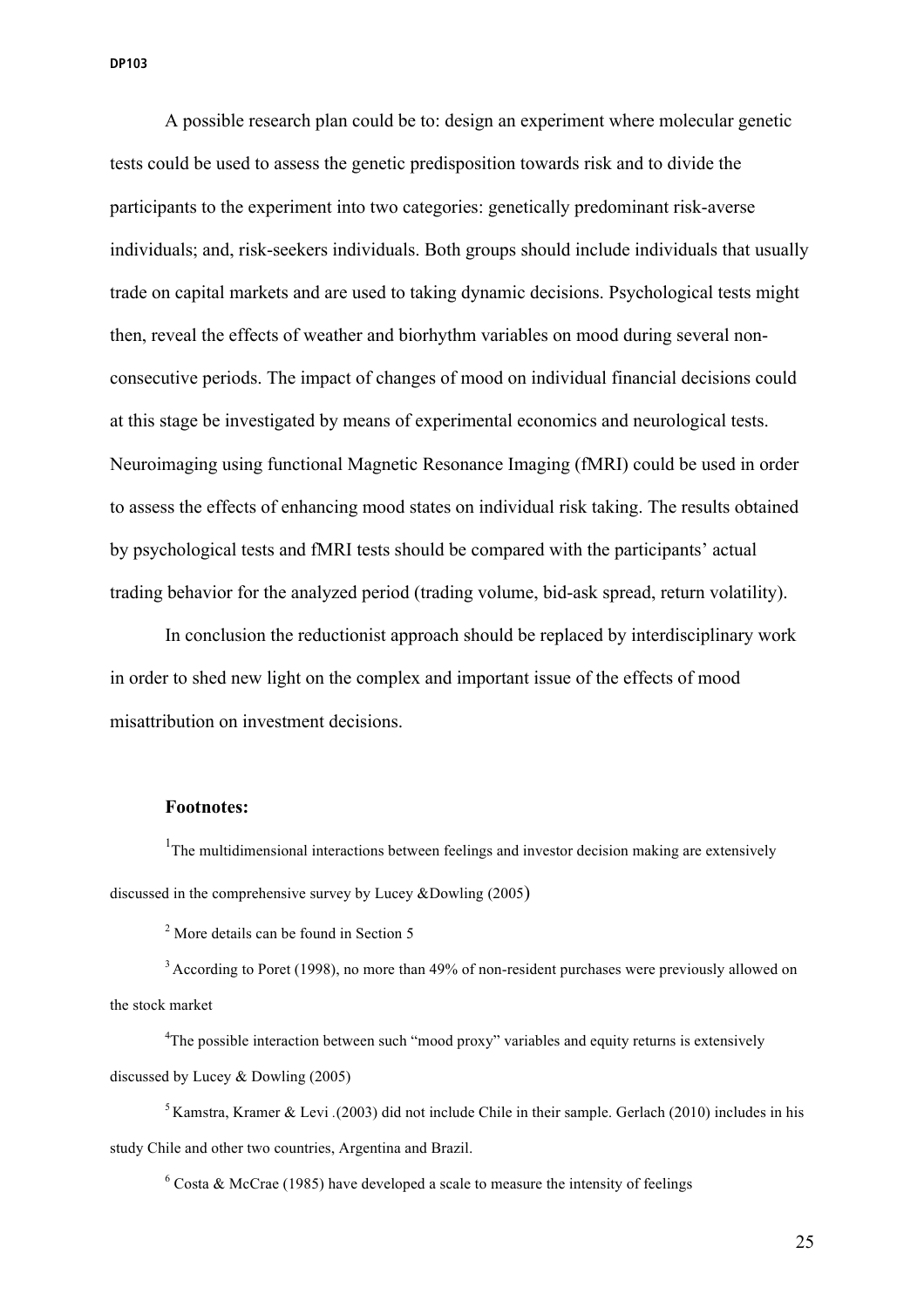A possible research plan could be to: design an experiment where molecular genetic tests could be used to assess the genetic predisposition towards risk and to divide the participants to the experiment into two categories: genetically predominant risk-averse individuals; and, risk-seekers individuals. Both groups should include individuals that usually trade on capital markets and are used to taking dynamic decisions. Psychological tests might then, reveal the effects of weather and biorhythm variables on mood during several non-consecutive periods. The impact of changes of mood on individual financial decisions could at this stage be investigated by means of experimental economics and neurological tests. Neuroimaging using functional Magnetic Resonance Imaging (fMRI) could be used in order to assess the effects of enhancing mood states on individual risk taking. The results obtained by psychological tests and fMRI tests should be compared with the participants' actual trading behavior for the analyzed period (trading volume, bid-ask spread, return volatility).

In conclusion the reductionist approach should be replaced by interdisciplinary work in order to shed new light on the complex and important issue of the effects of mood misattribution on investment decisions.

**Footnotes:**

[1]The multidimensional interactions between feelings and investor decision making are extensively discussed in the comprehensive survey by Lucey &Dowling (2005)

[2] More details can be found in Section 5

[3] According to Poret (1998), no more than 49% of non-resident purchases were previously allowed on the stock market

[4]The possible interaction between such "mood proxy" variables and equity returns is extensively discussed by Lucey & Dowling (2005)

[5] Kamstra, Kramer & Levi .(2003) did not include Chile in their sample. Gerlach (2010) includes in his study Chile and other two countries, Argentina and Brazil.

[6] Costa & McCrae (1985) have developed a scale to measure the intensity of feelings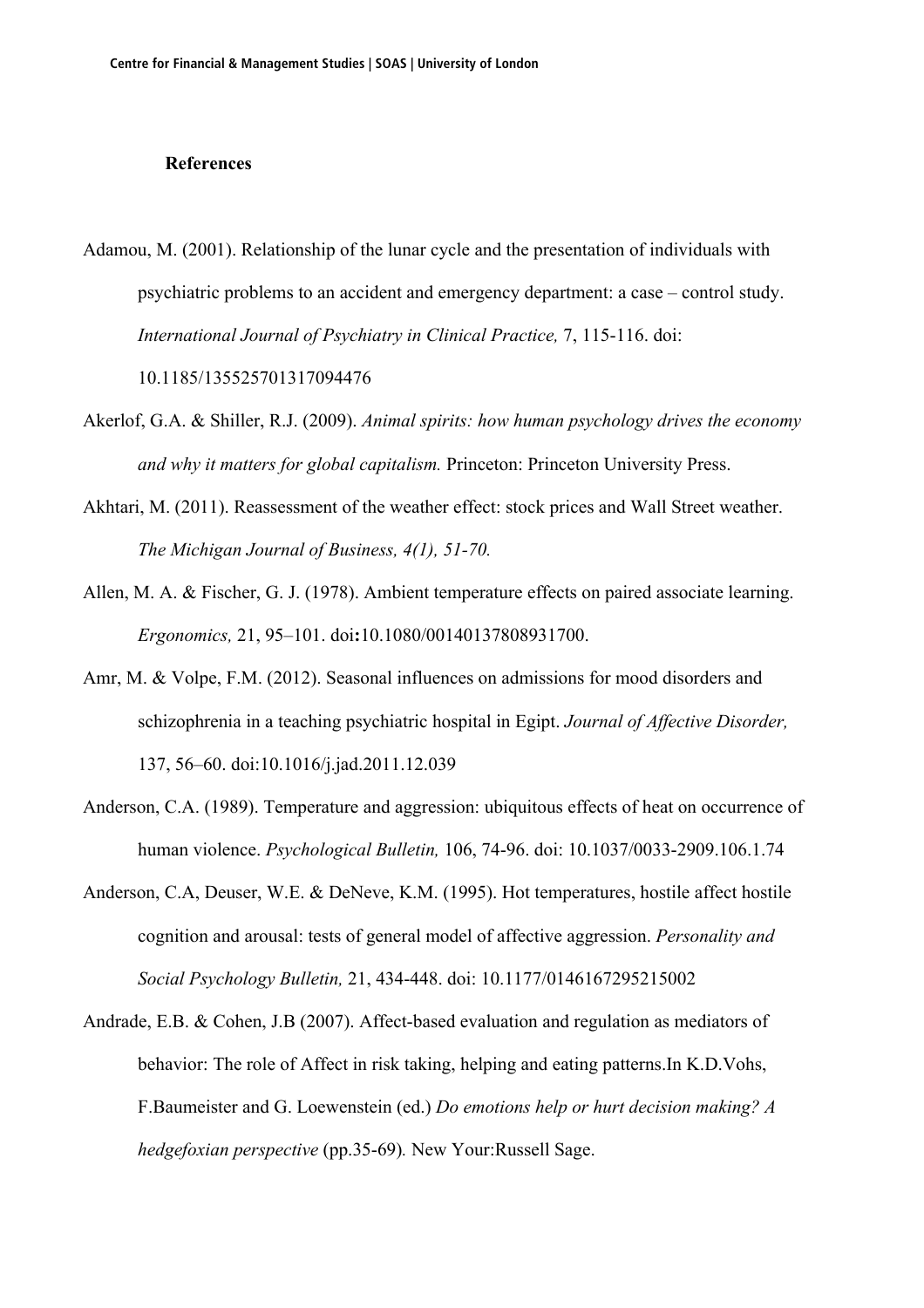**References**

Adamou, M. (2001). Relationship of the lunar cycle and the presentation of individuals with psychiatric problems to an accident and emergency department: a case – control study. *International Journal of Psychiatry in Clinical Practice,* 7, 115-116. doi: 10.1185/135525701317094476

Akerlof, G.A. & Shiller, R.J. (2009). *Animal spirits: how human psychology drives the economy and why it matters for global capitalism.* Princeton: Princeton University Press.

Akhtari, M. (2011). Reassessment of the weather effect: stock prices and Wall Street weather. *The Michigan Journal of Business, 4(1), 51-70.*

Allen, M. A. & Fischer, G. J. (1978). Ambient temperature effects on paired associate learning. *Ergonomics,* 21, 95–101. doi**:**10.1080/00140137808931700.

Amr, M. & Volpe, F.M. (2012). Seasonal influences on admissions for mood disorders and schizophrenia in a teaching psychiatric hospital in Egipt. *Journal of Affective Disorder,* 137, 56–60. doi:10.1016/j.jad.2011.12.039

Anderson, C.A. (1989). Temperature and aggression: ubiquitous effects of heat on occurrence of human violence. *Psychological Bulletin,* 106, 74-96. doi: 10.1037/0033-2909.106.1.74

Anderson, C.A, Deuser, W.E. & DeNeve, K.M. (1995). Hot temperatures, hostile affect hostile cognition and arousal: tests of general model of affective aggression. *Personality and Social Psychology Bulletin,* 21, 434-448. doi: 10.1177/0146167295215002

Andrade, E.B. & Cohen, J.B (2007). Affect-based evaluation and regulation as mediators of behavior: The role of Affect in risk taking, helping and eating patterns.In K.D.Vohs, F.Baumeister and G. Loewenstein (ed.) *Do emotions help or hurt decision making? A hedgefoxian perspective* (pp.35-69)*.* New Your:Russell Sage.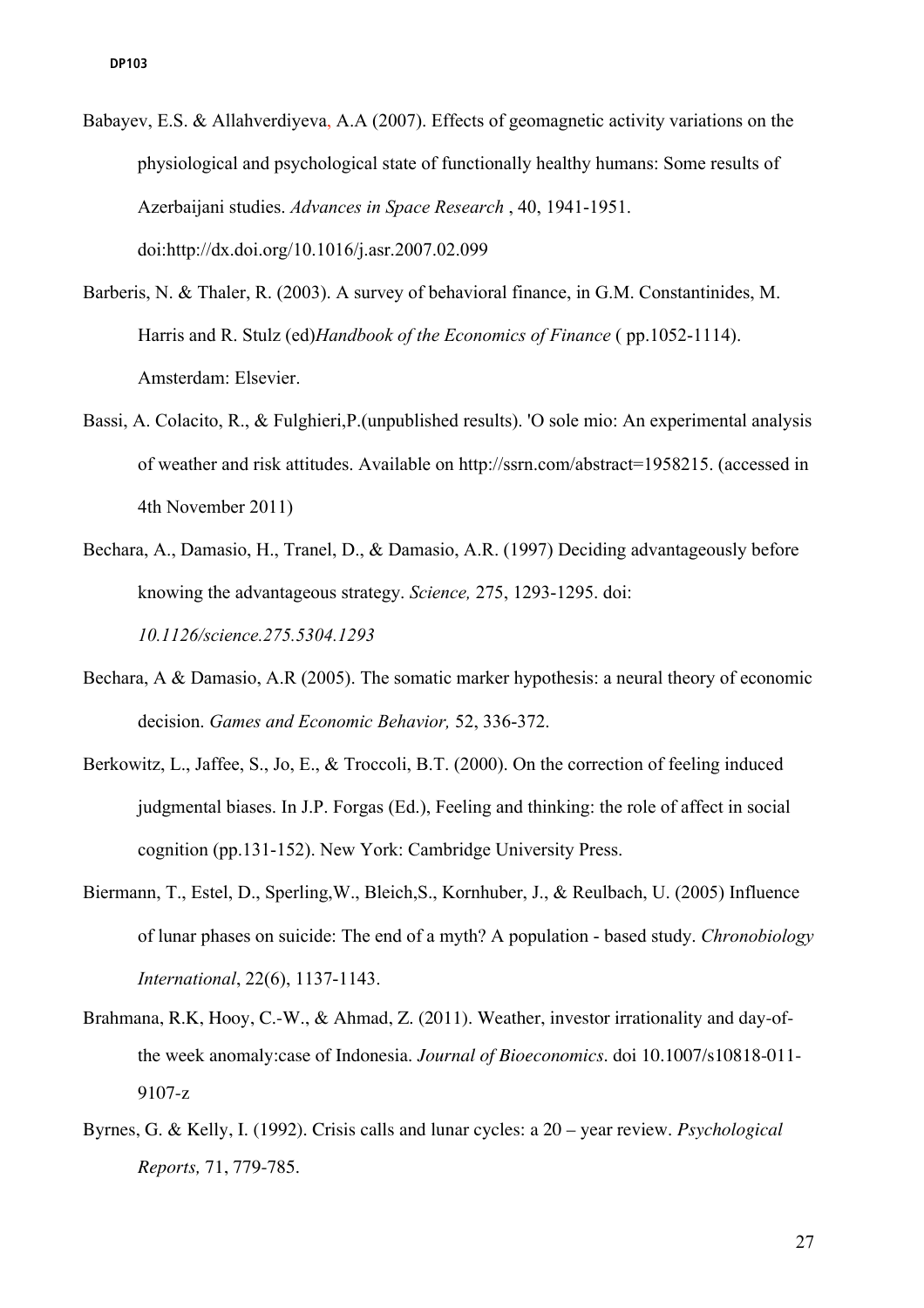Babayev, E.S. & Allahverdiyeva, A.A (2007). Effects of geomagnetic activity variations on the physiological and psychological state of functionally healthy humans: Some results of Azerbaijani studies. *Advances in Space Research* , 40, 1941-1951. doi:http://dx.doi.org/10.1016/j.asr.2007.02.099

Barberis, N. & Thaler, R. (2003). A survey of behavioral finance, in G.M. Constantinides, M. Harris and R. Stulz (ed)*Handbook of the Economics of Finance* ( pp.1052-1114). Amsterdam: Elsevier.

Bassi, A. Colacito, R., & Fulghieri,P.(unpublished results). 'O sole mio: An experimental analysis of weather and risk attitudes. Available on http://ssrn.com/abstract=1958215. (accessed in 4th November 2011)

Bechara, A., Damasio, H., Tranel, D., & Damasio, A.R. (1997) Deciding advantageously before knowing the advantageous strategy. *Science,* 275, 1293-1295. doi: *10.1126/science.275.5304.1293*

Bechara, A & Damasio, A.R (2005). The somatic marker hypothesis: a neural theory of economic decision. *Games and Economic Behavior,* 52, 336-372.

Berkowitz, L., Jaffee, S., Jo, E., & Troccoli, B.T. (2000). On the correction of feeling induced judgmental biases. In J.P. Forgas (Ed.), Feeling and thinking: the role of affect in social cognition (pp.131-152). New York: Cambridge University Press.

Biermann, T., Estel, D., Sperling,W., Bleich,S., Kornhuber, J., & Reulbach, U. (2005) Influence of lunar phases on suicide: The end of a myth? A population - based study. *Chronobiology International*, 22(6), 1137-1143.

Brahmana, R.K, Hooy, C.-W., & Ahmad, Z. (2011). Weather, investor irrationality and day-of-the week anomaly:case of Indonesia. *Journal of Bioeconomics*. doi 10.1007/s10818-011-9107-z

Byrnes, G. & Kelly, I. (1992). Crisis calls and lunar cycles: a 20 – year review. *Psychological Reports,* 71, 779-785.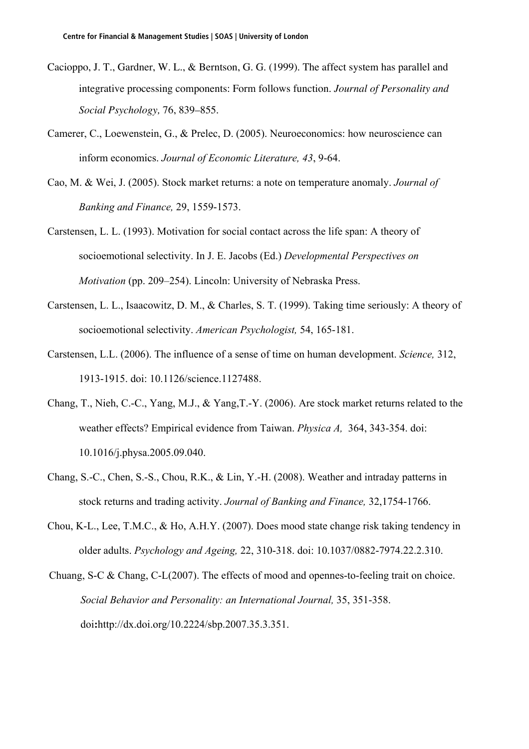Cacioppo, J. T., Gardner, W. L., & Berntson, G. G. (1999). The affect system has parallel and integrative processing components: Form follows function. *Journal of Personality and Social Psychology,* 76, 839–855.

Camerer, C., Loewenstein, G., & Prelec, D. (2005). Neuroeconomics: how neuroscience can inform economics. *Journal of Economic Literature, 43*, 9-64.

Cao, M. & Wei, J. (2005). Stock market returns: a note on temperature anomaly. *Journal of Banking and Finance,* 29, 1559-1573.

Carstensen, L. L. (1993). Motivation for social contact across the life span: A theory of socioemotional selectivity. In J. E. Jacobs (Ed.) *Developmental Perspectives on Motivation* (pp. 209–254). Lincoln: University of Nebraska Press.

Carstensen, L. L., Isaacowitz, D. M., & Charles, S. T. (1999). Taking time seriously: A theory of socioemotional selectivity. *American Psychologist,* 54, 165-181.

Carstensen, L.L. (2006). The influence of a sense of time on human development. *Science,* 312, 1913-1915. doi: 10.1126/science.1127488.

Chang, T., Nieh, C.-C., Yang, M.J., & Yang,T.-Y. (2006). Are stock market returns related to the weather effects? Empirical evidence from Taiwan. *Physica A,* 364, 343-354. doi: 10.1016/j.physa.2005.09.040.

Chang, S.-C., Chen, S.-S., Chou, R.K., & Lin, Y.-H. (2008). Weather and intraday patterns in stock returns and trading activity. *Journal of Banking and Finance,* 32,1754-1766.

Chou, K-L., Lee, T.M.C., & Ho, A.H.Y. (2007). Does mood state change risk taking tendency in older adults. *Psychology and Ageing,* 22, 310-318. doi: 10.1037/0882-7974.22.2.310.

Chuang, S-C & Chang, C-L(2007). The effects of mood and opennes-to-feeling trait on choice. *Social Behavior and Personality: an International Journal,* 35, 351-358. doi**:**http://dx.doi.org/10.2224/sbp.2007.35.3.351.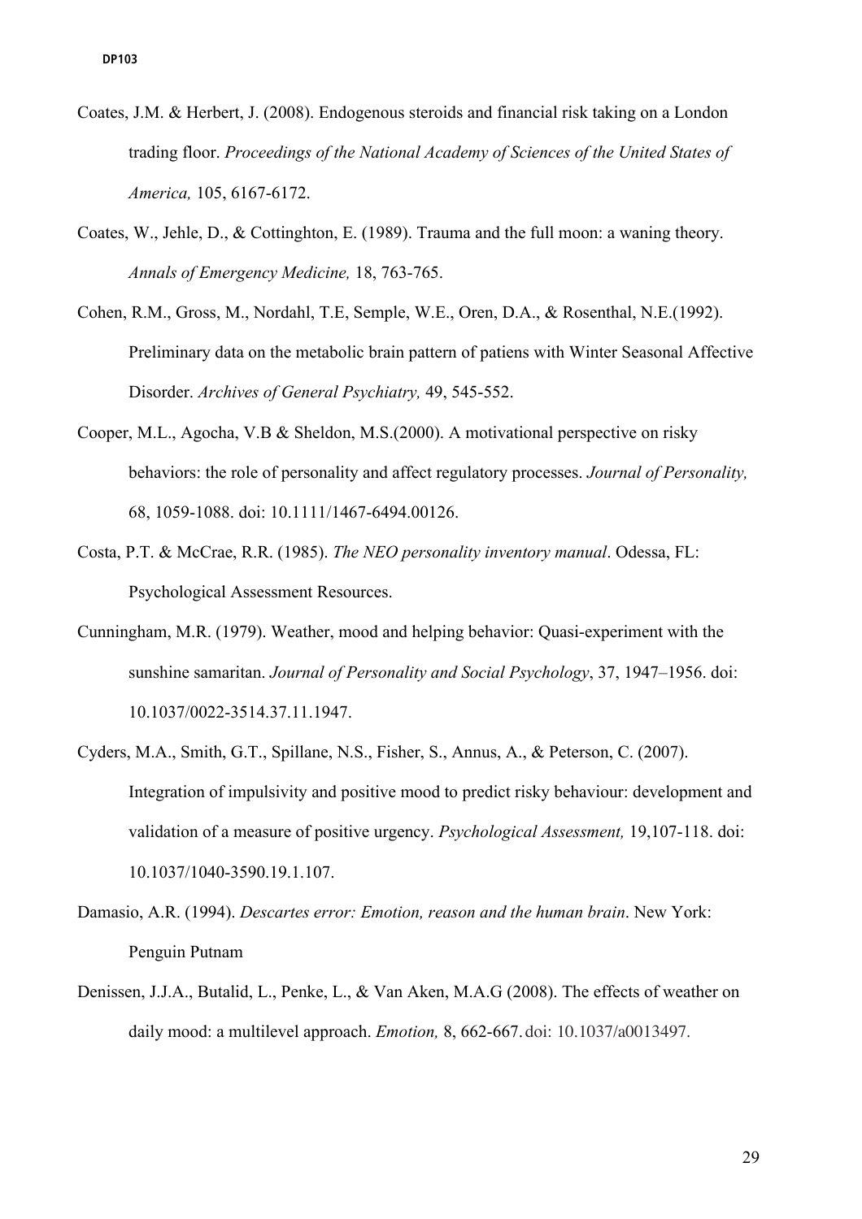Coates, J.M. & Herbert, J. (2008). Endogenous steroids and financial risk taking on a London trading floor. *Proceedings of the National Academy of Sciences of the United States of America,* 105, 6167-6172.

Coates, W., Jehle, D., & Cottinghton, E. (1989). Trauma and the full moon: a waning theory. *Annals of Emergency Medicine,* 18, 763-765.

Cohen, R.M., Gross, M., Nordahl, T.E, Semple, W.E., Oren, D.A., & Rosenthal, N.E.(1992). Preliminary data on the metabolic brain pattern of patiens with Winter Seasonal Affective Disorder. *Archives of General Psychiatry,* 49, 545-552.

Cooper, M.L., Agocha, V.B & Sheldon, M.S.(2000). A motivational perspective on risky behaviors: the role of personality and affect regulatory processes. *Journal of Personality,* 68, 1059-1088. doi: 10.1111/1467-6494.00126.

Costa, P.T. & McCrae, R.R. (1985). *The NEO personality inventory manual*. Odessa, FL: Psychological Assessment Resources.

Cunningham, M.R. (1979). Weather, mood and helping behavior: Quasi-experiment with the sunshine samaritan. *Journal of Personality and Social Psychology*, 37, 1947–1956. doi: 10.1037/0022-3514.37.11.1947.

Cyders, M.A., Smith, G.T., Spillane, N.S., Fisher, S., Annus, A., & Peterson, C. (2007). Integration of impulsivity and positive mood to predict risky behaviour: development and validation of a measure of positive urgency. *Psychological Assessment,* 19,107-118. doi: 10.1037/1040-3590.19.1.107.

Damasio, A.R. (1994). *Descartes error: Emotion, reason and the human brain*. New York: Penguin Putnam

Denissen, J.J.A., Butalid, L., Penke, L., & Van Aken, M.A.G (2008). The effects of weather on daily mood: a multilevel approach. *Emotion,* 8, 662-667. doi: 10.1037/a0013497.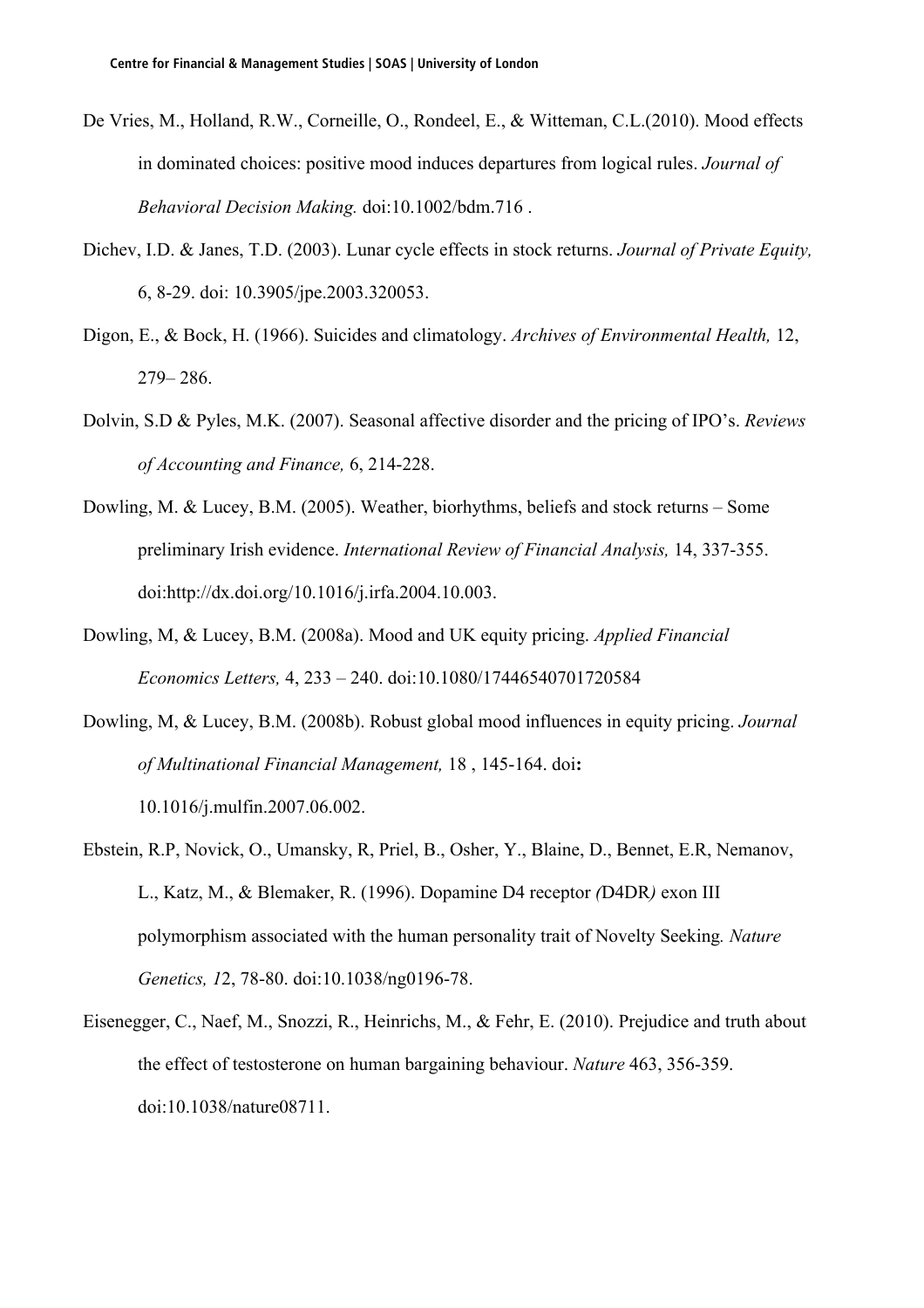De Vries, M., Holland, R.W., Corneille, O., Rondeel, E., & Witteman, C.L.(2010). Mood effects in dominated choices: positive mood induces departures from logical rules. *Journal of Behavioral Decision Making.* doi:10.1002/bdm.716 .

Dichev, I.D. & Janes, T.D. (2003). Lunar cycle effects in stock returns. *Journal of Private Equity,* 6, 8-29. doi: 10.3905/jpe.2003.320053.

Digon, E., & Bock, H. (1966). Suicides and climatology. *Archives of Environmental Health,* 12, 279– 286.

Dolvin, S.D & Pyles, M.K. (2007). Seasonal affective disorder and the pricing of IPO's. *Reviews of Accounting and Finance,* 6, 214-228.

Dowling, M. & Lucey, B.M. (2005). Weather, biorhythms, beliefs and stock returns – Some preliminary Irish evidence. *International Review of Financial Analysis,* 14, 337-355. doi:http://dx.doi.org/10.1016/j.irfa.2004.10.003.

Dowling, M, & Lucey, B.M. (2008a). Mood and UK equity pricing. *Applied Financial Economics Letters,* 4, 233 – 240. doi:10.1080/17446540701720584

Dowling, M, & Lucey, B.M. (2008b). Robust global mood influences in equity pricing. *Journal of Multinational Financial Management,* 18 , 145-164. doi**:** 10.1016/j.mulfin.2007.06.002.

Ebstein, R.P, Novick, O., Umansky, R, Priel, B., Osher, Y., Blaine, D., Bennet, E.R, Nemanov, L., Katz, M., & Blemaker, R. (1996). Dopamine D4 receptor *(*D4DR*)* exon III polymorphism associated with the human personality trait of Novelty Seeking*. Nature Genetics, 1*2, 78-80. doi:10.1038/ng0196-78.

Eisenegger, C., Naef, M., Snozzi, R., Heinrichs, M., & Fehr, E. (2010). Prejudice and truth about the effect of testosterone on human bargaining behaviour. *Nature* 463, 356-359. doi:10.1038/nature08711.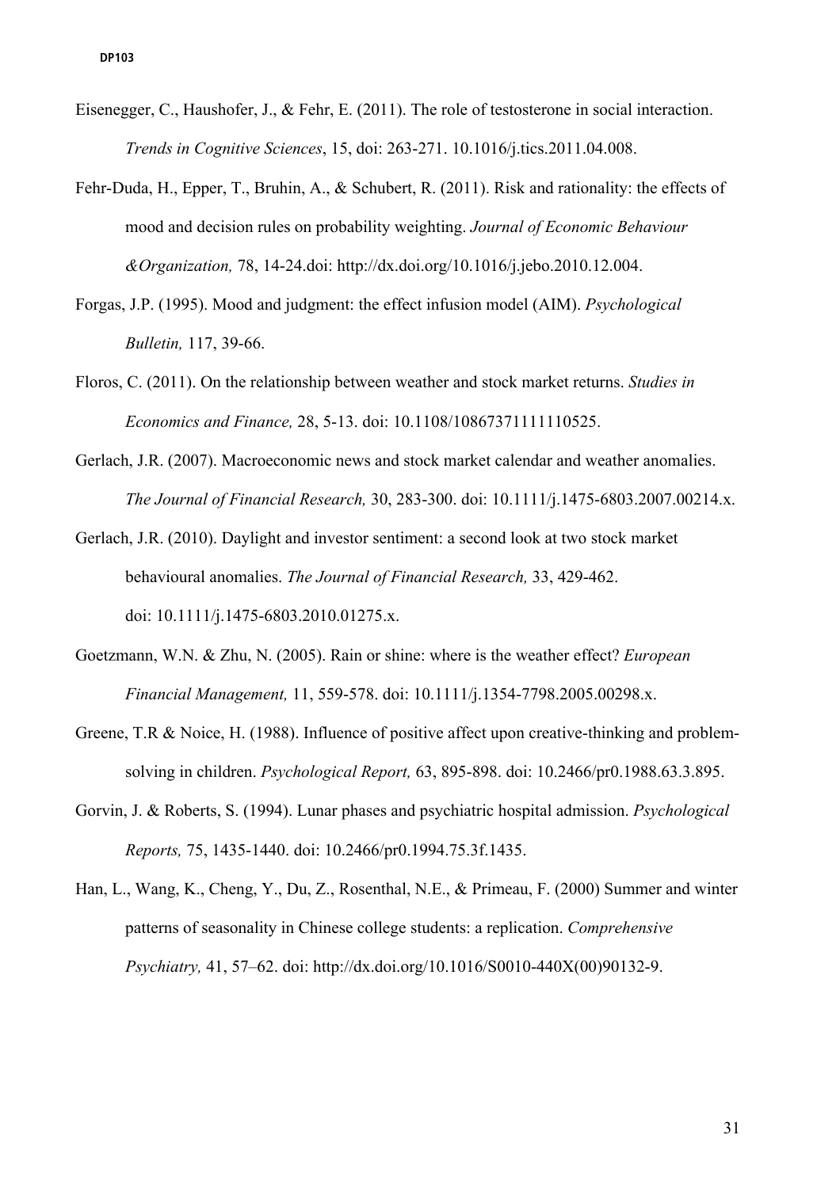Eisenegger, C., Haushofer, J., & Fehr, E. (2011). The role of testosterone in social interaction. *Trends in Cognitive Sciences*, 15, doi: 263-271. 10.1016/j.tics.2011.04.008.

Fehr-Duda, H., Epper, T., Bruhin, A., & Schubert, R. (2011). Risk and rationality: the effects of mood and decision rules on probability weighting. *Journal of Economic Behaviour &Organization,* 78, 14-24.doi: http://dx.doi.org/10.1016/j.jebo.2010.12.004.

Forgas, J.P. (1995). Mood and judgment: the effect infusion model (AIM). *Psychological Bulletin,* 117, 39-66.

Floros, C. (2011). On the relationship between weather and stock market returns. *Studies in Economics and Finance,* 28, 5-13. doi: 10.1108/10867371111110525.

Gerlach, J.R. (2007). Macroeconomic news and stock market calendar and weather anomalies. *The Journal of Financial Research,* 30, 283-300. doi: 10.1111/j.1475-6803.2007.00214.x.

Gerlach, J.R. (2010). Daylight and investor sentiment: a second look at two stock market behavioural anomalies. *The Journal of Financial Research,* 33, 429-462. doi: 10.1111/j.1475-6803.2010.01275.x.

Goetzmann, W.N. & Zhu, N. (2005). Rain or shine: where is the weather effect? *European Financial Management,* 11, 559-578. doi: 10.1111/j.1354-7798.2005.00298.x.

Greene, T.R & Noice, H. (1988). Influence of positive affect upon creative-thinking and problem-solving in children. *Psychological Report,* 63, 895-898. doi: 10.2466/pr0.1988.63.3.895.

Gorvin, J. & Roberts, S. (1994). Lunar phases and psychiatric hospital admission. *Psychological Reports,* 75, 1435-1440. doi: 10.2466/pr0.1994.75.3f.1435.

Han, L., Wang, K., Cheng, Y., Du, Z., Rosenthal, N.E., & Primeau, F. (2000) Summer and winter patterns of seasonality in Chinese college students: a replication. *Comprehensive Psychiatry,* 41, 57–62. doi: http://dx.doi.org/10.1016/S0010-440X(00)90132-9.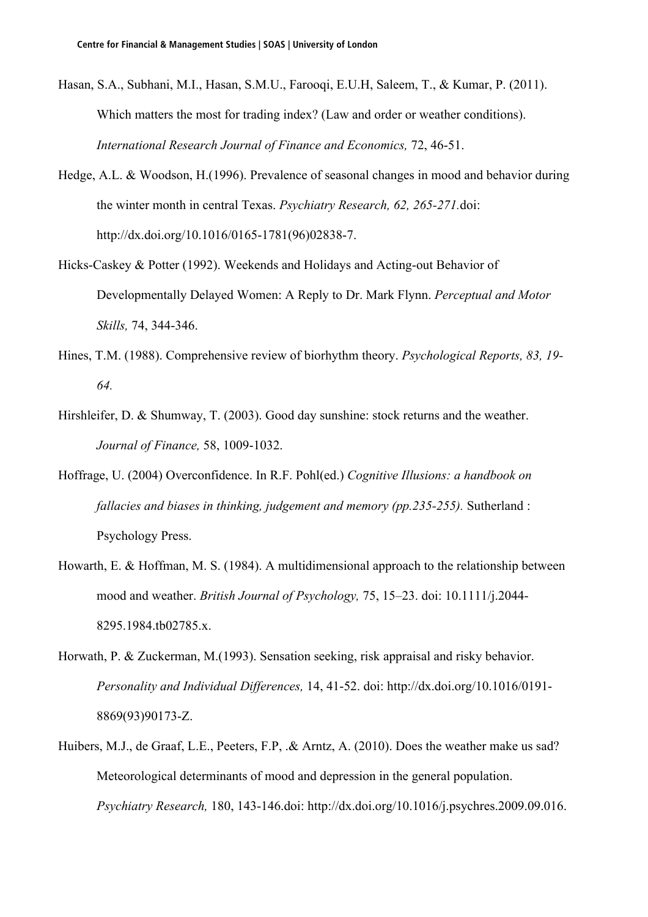Hasan, S.A., Subhani, M.I., Hasan, S.M.U., Farooqi, E.U.H, Saleem, T., & Kumar, P. (2011). Which matters the most for trading index? (Law and order or weather conditions). *International Research Journal of Finance and Economics,* 72, 46-51.

Hedge, A.L. & Woodson, H.(1996). Prevalence of seasonal changes in mood and behavior during the winter month in central Texas. *Psychiatry Research, 62, 265-271*.doi: http://dx.doi.org/10.1016/0165-1781(96)02838-7.

Hicks-Caskey & Potter (1992). Weekends and Holidays and Acting-out Behavior of Developmentally Delayed Women: A Reply to Dr. Mark Flynn. *Perceptual and Motor Skills,* 74, 344-346.

Hines, T.M. (1988). Comprehensive review of biorhythm theory. *Psychological Reports, 83, 19-64.*

Hirshleifer, D. & Shumway, T. (2003). Good day sunshine: stock returns and the weather. *Journal of Finance,* 58, 1009-1032.

Hoffrage, U. (2004) Overconfidence. In R.F. Pohl(ed.) *Cognitive Illusions: a handbook on fallacies and biases in thinking, judgement and memory (pp.235-255).* Sutherland : Psychology Press.

Howarth, E. & Hoffman, M. S. (1984). A multidimensional approach to the relationship between mood and weather. *British Journal of Psychology,* 75, 15–23. doi: 10.1111/j.2044-8295.1984.tb02785.x.

Horwath, P. & Zuckerman, M.(1993). Sensation seeking, risk appraisal and risky behavior. *Personality and Individual Differences,* 14, 41-52. doi: http://dx.doi.org/10.1016/0191-8869(93)90173-Z.

Huibers, M.J., de Graaf, L.E., Peeters, F.P, .& Arntz, A. (2010). Does the weather make us sad? Meteorological determinants of mood and depression in the general population. *Psychiatry Research,* 180, 143-146.doi: http://dx.doi.org/10.1016/j.psychres.2009.09.016.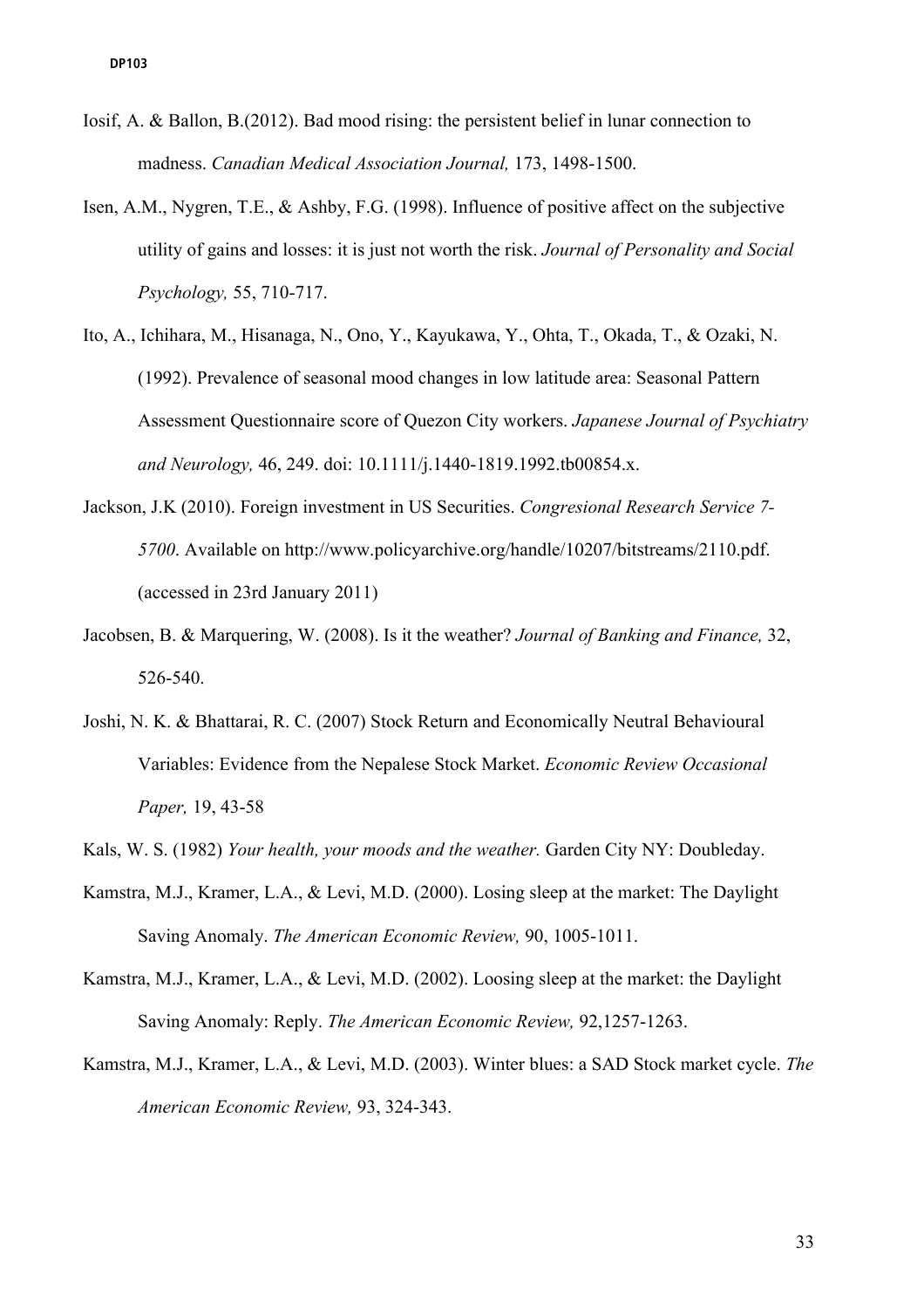Iosif, A. & Ballon, B.(2012). Bad mood rising: the persistent belief in lunar connection to madness. *Canadian Medical Association Journal,* 173, 1498-1500.

Isen, A.M., Nygren, T.E., & Ashby, F.G. (1998). Influence of positive affect on the subjective utility of gains and losses: it is just not worth the risk. *Journal of Personality and Social Psychology,* 55, 710-717.

Ito, A., Ichihara, M., Hisanaga, N., Ono, Y., Kayukawa, Y., Ohta, T., Okada, T., & Ozaki, N. (1992). Prevalence of seasonal mood changes in low latitude area: Seasonal Pattern Assessment Questionnaire score of Quezon City workers. *Japanese Journal of Psychiatry and Neurology,* 46, 249. doi: 10.1111/j.1440-1819.1992.tb00854.x.

Jackson, J.K (2010). Foreign investment in US Securities. *Congresional Research Service 7-5700*. Available on http://www.policyarchive.org/handle/10207/bitstreams/2110.pdf. (accessed in 23rd January 2011)

Jacobsen, B. & Marquering, W. (2008). Is it the weather? *Journal of Banking and Finance,* 32, 526-540.

Joshi, N. K. & Bhattarai, R. C. (2007) Stock Return and Economically Neutral Behavioural Variables: Evidence from the Nepalese Stock Market. *Economic Review Occasional Paper,* 19, 43-58

Kals, W. S. (1982) *Your health, your moods and the weather.* Garden City NY: Doubleday.

Kamstra, M.J., Kramer, L.A., & Levi, M.D. (2000). Losing sleep at the market: The Daylight Saving Anomaly. *The American Economic Review,* 90, 1005-1011.

Kamstra, M.J., Kramer, L.A., & Levi, M.D. (2002). Loosing sleep at the market: the Daylight Saving Anomaly: Reply. *The American Economic Review,* 92,1257-1263.

Kamstra, M.J., Kramer, L.A., & Levi, M.D. (2003). Winter blues: a SAD Stock market cycle. *The American Economic Review,* 93, 324-343.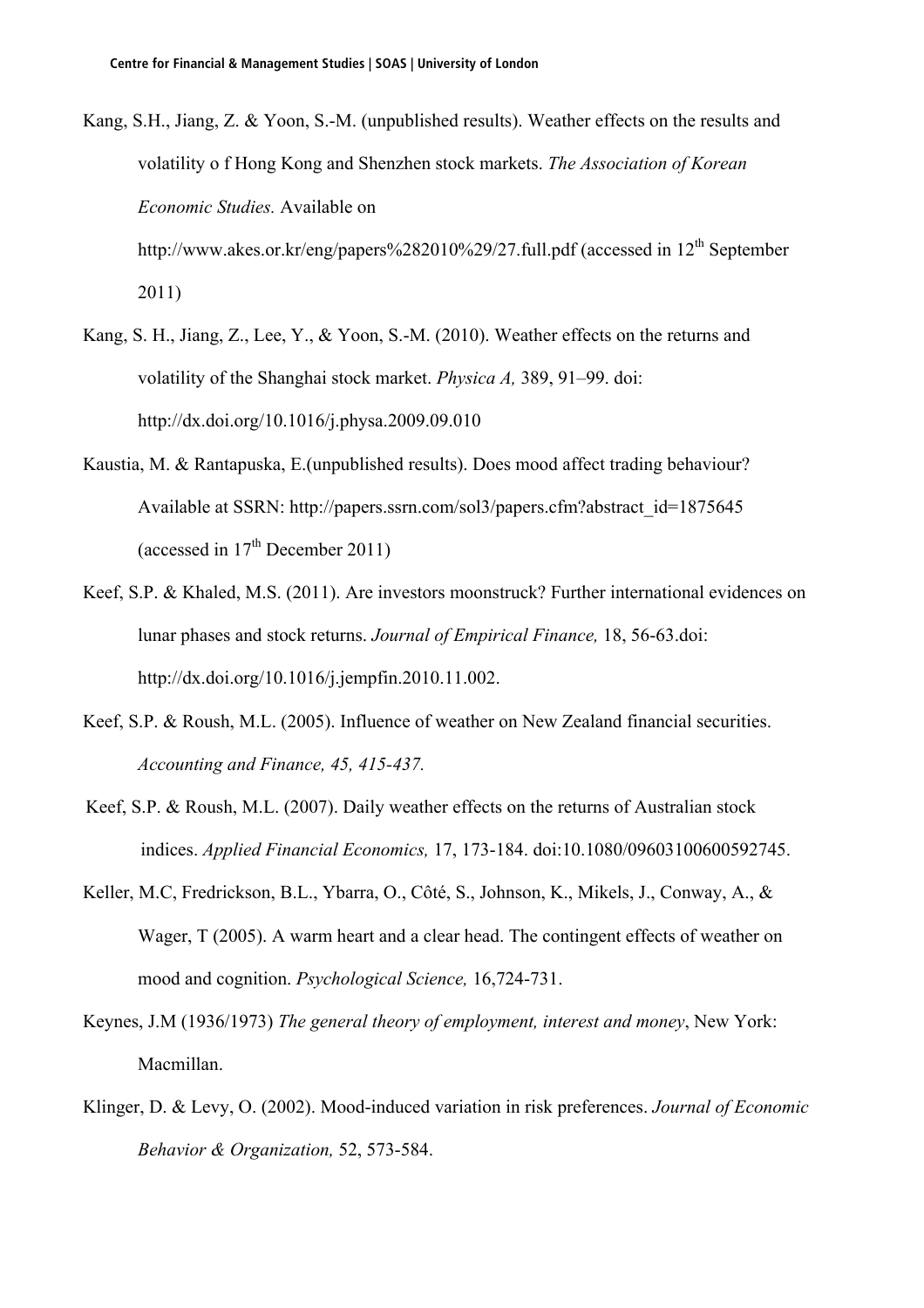Kang, S.H., Jiang, Z. & Yoon, S.-M. (unpublished results). Weather effects on the results and volatility o f Hong Kong and Shenzhen stock markets. *The Association of Korean Economic Studies.* Available on http://www.akes.or.kr/eng/papers%282010%29/27.full.pdf (accessed in 12th September 2011)

Kang, S. H., Jiang, Z., Lee, Y., & Yoon, S.-M. (2010). Weather effects on the returns and volatility of the Shanghai stock market. *Physica A,* 389, 91–99. doi: http://dx.doi.org/10.1016/j.physa.2009.09.010

Kaustia, M. & Rantapuska, E.(unpublished results). Does mood affect trading behaviour? Available at SSRN: http://papers.ssrn.com/sol3/papers.cfm?abstract_id=1875645 (accessed in 17th December 2011)

Keef, S.P. & Khaled, M.S. (2011). Are investors moonstruck? Further international evidences on lunar phases and stock returns. *Journal of Empirical Finance,* 18, 56-63.doi: http://dx.doi.org/10.1016/j.jempfin.2010.11.002.

Keef, S.P. & Roush, M.L. (2005). Influence of weather on New Zealand financial securities. *Accounting and Finance, 45, 415-437.*

Keef, S.P. & Roush, M.L. (2007). Daily weather effects on the returns of Australian stock indices. *Applied Financial Economics,* 17, 173-184. doi:10.1080/09603100600592745.

Keller, M.C, Fredrickson, B.L., Ybarra, O., Côté, S., Johnson, K., Mikels, J., Conway, A., & Wager, T (2005). A warm heart and a clear head. The contingent effects of weather on mood and cognition. *Psychological Science,* 16,724-731.

Keynes, J.M (1936/1973) *The general theory of employment, interest and money*, New York: Macmillan.

Klinger, D. & Levy, O. (2002). Mood-induced variation in risk preferences. *Journal of Economic Behavior & Organization,* 52, 573-584.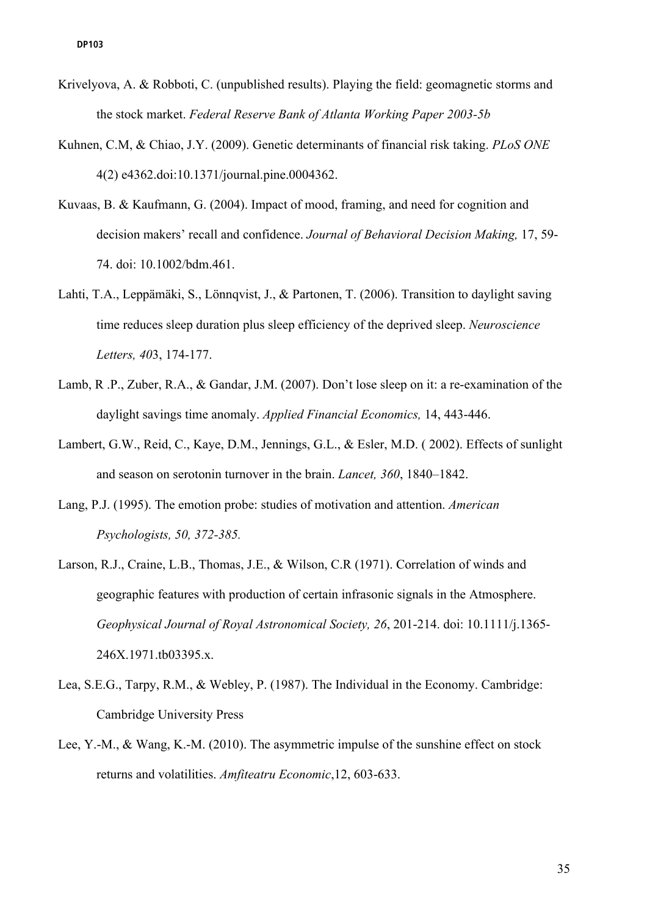Krivelyova, A. & Robboti, C. (unpublished results). Playing the field: geomagnetic storms and the stock market. *Federal Reserve Bank of Atlanta Working Paper 2003-5b*

Kuhnen, C.M, & Chiao, J.Y. (2009). Genetic determinants of financial risk taking. *PLoS ONE* 4(2) e4362.doi:10.1371/journal.pine.0004362.

Kuvaas, B. & Kaufmann, G. (2004). Impact of mood, framing, and need for cognition and decision makers' recall and confidence. *Journal of Behavioral Decision Making,* 17, 59-74. doi: 10.1002/bdm.461.

Lahti, T.A., Leppämäki, S., Lönnqvist, J., & Partonen, T. (2006). Transition to daylight saving time reduces sleep duration plus sleep efficiency of the deprived sleep. *Neuroscience Letters, 40*3, 174-177.

Lamb, R .P., Zuber, R.A., & Gandar, J.M. (2007). Don't lose sleep on it: a re-examination of the daylight savings time anomaly. *Applied Financial Economics,* 14, 443-446.

Lambert, G.W., Reid, C., Kaye, D.M., Jennings, G.L., & Esler, M.D. ( 2002). Effects of sunlight and season on serotonin turnover in the brain. *Lancet, 360*, 1840–1842.

Lang, P.J. (1995). The emotion probe: studies of motivation and attention. *American Psychologists, 50, 372-385.*

Larson, R.J., Craine, L.B., Thomas, J.E., & Wilson, C.R (1971). Correlation of winds and geographic features with production of certain infrasonic signals in the Atmosphere. *Geophysical Journal of Royal Astronomical Society, 26*, 201-214. doi: 10.1111/j.1365-246X.1971.tb03395.x.

Lea, S.E.G., Tarpy, R.M., & Webley, P. (1987). The Individual in the Economy. Cambridge: Cambridge University Press

Lee, Y.-M., & Wang, K.-M. (2010). The asymmetric impulse of the sunshine effect on stock returns and volatilities. *Amfiteatru Economic*,12, 603-633.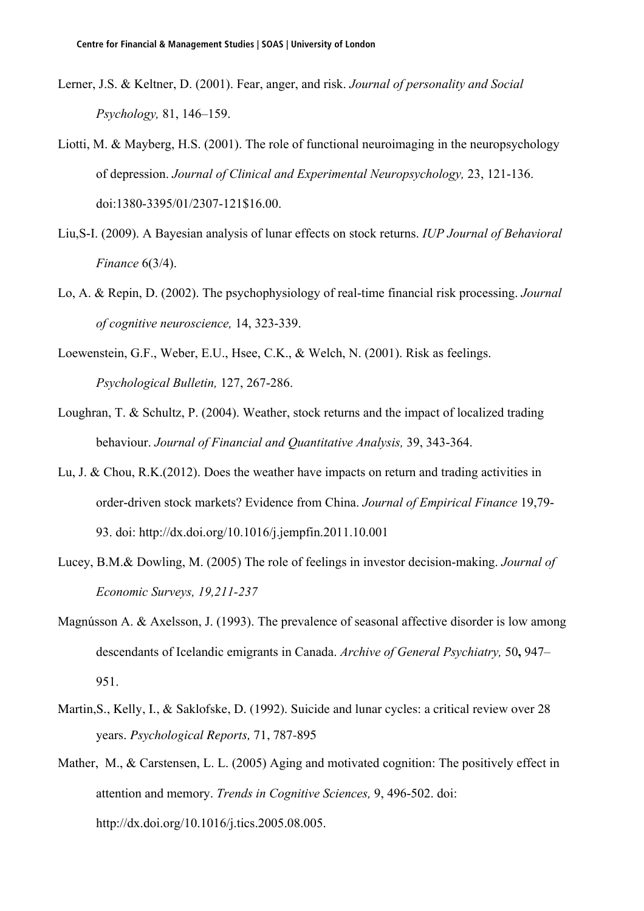Lerner, J.S. & Keltner, D. (2001). Fear, anger, and risk. *Journal of personality and Social Psychology,* 81, 146–159.

Liotti, M. & Mayberg, H.S. (2001). The role of functional neuroimaging in the neuropsychology of depression. *Journal of Clinical and Experimental Neuropsychology,* 23, 121-136. doi:1380-3395/01/2307-121$16.00.

Liu,S-I. (2009). A Bayesian analysis of lunar effects on stock returns. *IUP Journal of Behavioral Finance* 6(3/4).

Lo, A. & Repin, D. (2002). The psychophysiology of real-time financial risk processing. *Journal of cognitive neuroscience,* 14, 323-339.

Loewenstein, G.F., Weber, E.U., Hsee, C.K., & Welch, N. (2001). Risk as feelings. *Psychological Bulletin,* 127, 267-286.

Loughran, T. & Schultz, P. (2004). Weather, stock returns and the impact of localized trading behaviour. *Journal of Financial and Quantitative Analysis,* 39, 343-364.

Lu, J. & Chou, R.K.(2012). Does the weather have impacts on return and trading activities in order-driven stock markets? Evidence from China. *Journal of Empirical Finance* 19,79-93. doi: http://dx.doi.org/10.1016/j.jempfin.2011.10.001

Lucey, B.M.& Dowling, M. (2005) The role of feelings in investor decision-making. *Journal of Economic Surveys, 19,211-237*

Magnússon A. & Axelsson, J. (1993). The prevalence of seasonal affective disorder is low among descendants of Icelandic emigrants in Canada. *Archive of General Psychiatry,* 50**,** 947–951.

Martin,S., Kelly, I., & Saklofske, D. (1992). Suicide and lunar cycles: a critical review over 28 years. *Psychological Reports,* 71, 787-895

Mather, M., & Carstensen, L. L. (2005) Aging and motivated cognition: The positively effect in attention and memory. *Trends in Cognitive Sciences,* 9, 496-502. doi: http://dx.doi.org/10.1016/j.tics.2005.08.005.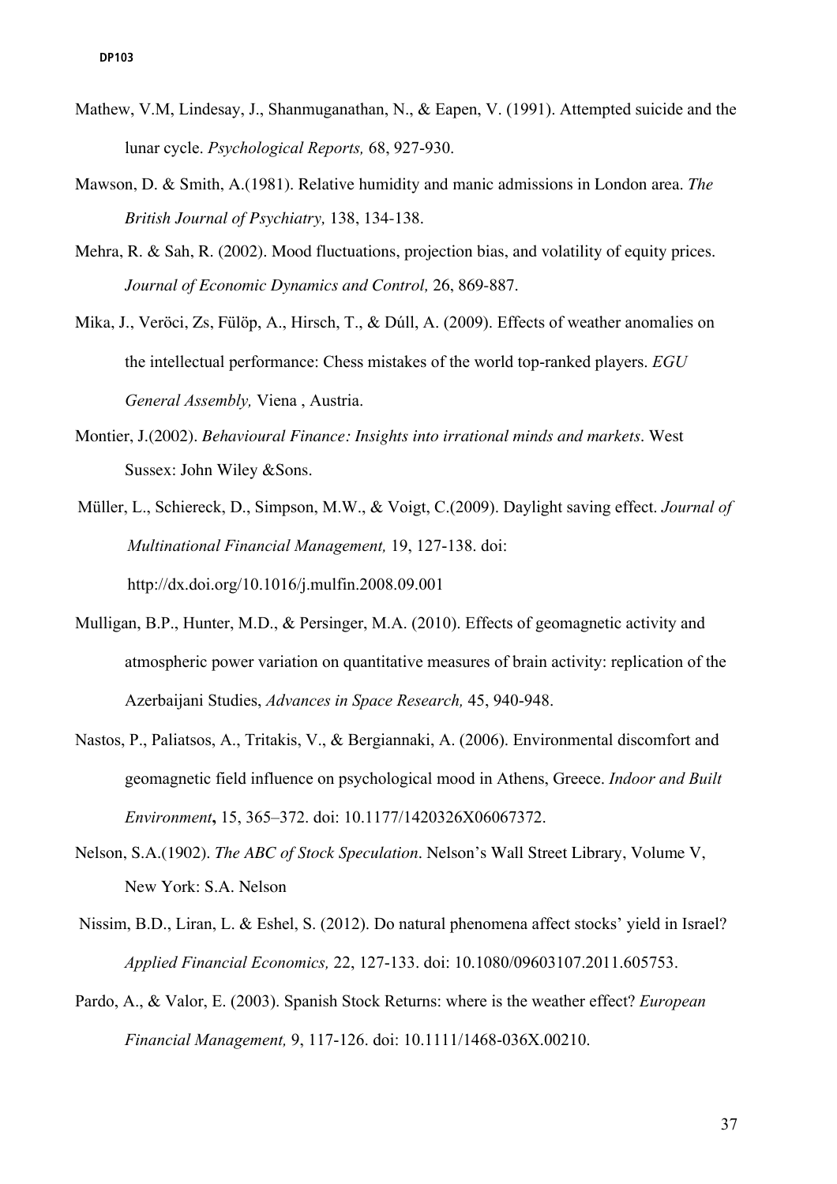Mathew, V.M, Lindesay, J., Shanmuganathan, N., & Eapen, V. (1991). Attempted suicide and the lunar cycle. *Psychological Reports,* 68, 927-930.

Mawson, D. & Smith, A.(1981). Relative humidity and manic admissions in London area. *The British Journal of Psychiatry,* 138, 134-138.

Mehra, R. & Sah, R. (2002). Mood fluctuations, projection bias, and volatility of equity prices. *Journal of Economic Dynamics and Control,* 26, 869-887.

Mika, J., Veröci, Zs, Fülöp, A., Hirsch, T., & Dúll, A. (2009). Effects of weather anomalies on the intellectual performance: Chess mistakes of the world top-ranked players. *EGU General Assembly,* Viena , Austria.

Montier, J.(2002). *Behavioural Finance: Insights into irrational minds and markets*. West Sussex: John Wiley &Sons.

Müller, L., Schiereck, D., Simpson, M.W., & Voigt, C.(2009). Daylight saving effect. *Journal of Multinational Financial Management,* 19, 127-138. doi: http://dx.doi.org/10.1016/j.mulfin.2008.09.001

Mulligan, B.P., Hunter, M.D., & Persinger, M.A. (2010). Effects of geomagnetic activity and atmospheric power variation on quantitative measures of brain activity: replication of the Azerbaijani Studies, *Advances in Space Research,* 45, 940-948.

Nastos, P., Paliatsos, A., Tritakis, V., & Bergiannaki, A. (2006). Environmental discomfort and geomagnetic field influence on psychological mood in Athens, Greece. *Indoor and Built Environment***,** 15, 365–372. doi: 10.1177/1420326X06067372.

Nelson, S.A.(1902). *The ABC of Stock Speculation*. Nelson's Wall Street Library, Volume V, New York: S.A. Nelson

Nissim, B.D., Liran, L. & Eshel, S. (2012). Do natural phenomena affect stocks' yield in Israel? *Applied Financial Economics,* 22, 127-133. doi: 10.1080/09603107.2011.605753.

Pardo, A., & Valor, E. (2003). Spanish Stock Returns: where is the weather effect? *European Financial Management,* 9, 117-126. doi: 10.1111/1468-036X.00210.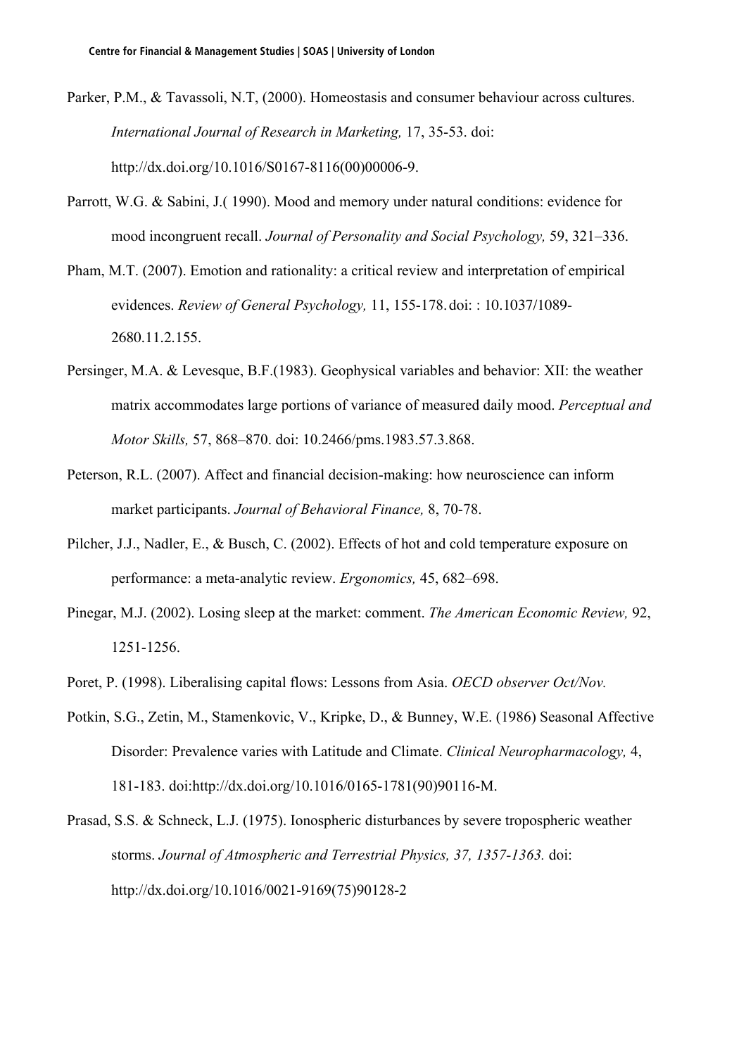Parker, P.M., & Tavassoli, N.T, (2000). Homeostasis and consumer behaviour across cultures. *International Journal of Research in Marketing,* 17, 35-53. doi: http://dx.doi.org/10.1016/S0167-8116(00)00006-9.

Parrott, W.G. & Sabini, J.( 1990). Mood and memory under natural conditions: evidence for mood incongruent recall. *Journal of Personality and Social Psychology,* 59, 321–336.

Pham, M.T. (2007). Emotion and rationality: a critical review and interpretation of empirical evidences. *Review of General Psychology,* 11, 155-178. doi: : 10.1037/1089-2680.11.2.155.

Persinger, M.A. & Levesque, B.F.(1983). Geophysical variables and behavior: XII: the weather matrix accommodates large portions of variance of measured daily mood. *Perceptual and Motor Skills,* 57, 868–870. doi: 10.2466/pms.1983.57.3.868.

Peterson, R.L. (2007). Affect and financial decision-making: how neuroscience can inform market participants. *Journal of Behavioral Finance,* 8, 70-78.

Pilcher, J.J., Nadler, E., & Busch, C. (2002). Effects of hot and cold temperature exposure on performance: a meta-analytic review. *Ergonomics,* 45, 682–698.

Pinegar, M.J. (2002). Losing sleep at the market: comment. *The American Economic Review,* 92, 1251-1256.

Poret, P. (1998). Liberalising capital flows: Lessons from Asia. *OECD observer Oct/Nov.*

Potkin, S.G., Zetin, M., Stamenkovic, V., Kripke, D., & Bunney, W.E. (1986) Seasonal Affective Disorder: Prevalence varies with Latitude and Climate. *Clinical Neuropharmacology,* 4, 181-183. doi:http://dx.doi.org/10.1016/0165-1781(90)90116-M.

Prasad, S.S. & Schneck, L.J. (1975). Ionospheric disturbances by severe tropospheric weather storms. *Journal of Atmospheric and Terrestrial Physics, 37, 1357-1363.* doi: http://dx.doi.org/10.1016/0021-9169(75)90128-2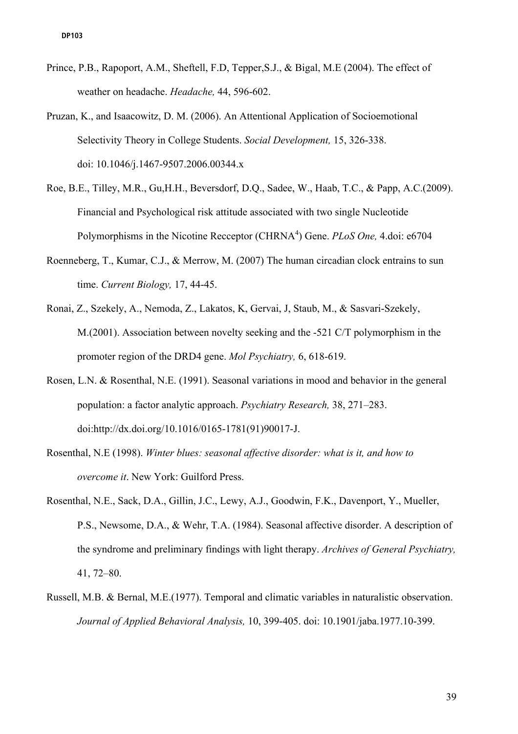Prince, P.B., Rapoport, A.M., Sheftell, F.D, Tepper,S.J., & Bigal, M.E (2004). The effect of weather on headache. *Headache,* 44, 596-602.

Pruzan, K., and Isaacowitz, D. M. (2006). An Attentional Application of Socioemotional Selectivity Theory in College Students. *Social Development,* 15, 326-338. doi: 10.1046/j.1467-9507.2006.00344.x

Roe, B.E., Tilley, M.R., Gu,H.H., Beversdorf, D.Q., Sadee, W., Haab, T.C., & Papp, A.C.(2009). Financial and Psychological risk attitude associated with two single Nucleotide Polymorphisms in the Nicotine Recceptor (CHRNA[4]) Gene. *PLoS One,* 4.doi: e6704

Roenneberg, T., Kumar, C.J., & Merrow, M. (2007) The human circadian clock entrains to sun time. *Current Biology,* 17, 44-45.

Ronai, Z., Szekely, A., Nemoda, Z., Lakatos, K, Gervai, J, Staub, M., & Sasvari-Szekely, M.(2001). Association between novelty seeking and the -521 C/T polymorphism in the promoter region of the DRD4 gene. *Mol Psychiatry,* 6, 618-619.

Rosen, L.N. & Rosenthal, N.E. (1991). Seasonal variations in mood and behavior in the general population: a factor analytic approach. *Psychiatry Research,* 38, 271–283. doi:http://dx.doi.org/10.1016/0165-1781(91)90017-J.

Rosenthal, N.E (1998). *Winter blues: seasonal affective disorder: what is it, and how to overcome it*. New York: Guilford Press.

Rosenthal, N.E., Sack, D.A., Gillin, J.C., Lewy, A.J., Goodwin, F.K., Davenport, Y., Mueller, P.S., Newsome, D.A., & Wehr, T.A. (1984). Seasonal affective disorder. A description of the syndrome and preliminary findings with light therapy. *Archives of General Psychiatry,* 41, 72–80.

Russell, M.B. & Bernal, M.E.(1977). Temporal and climatic variables in naturalistic observation. *Journal of Applied Behavioral Analysis,* 10, 399-405. doi: 10.1901/jaba.1977.10-399.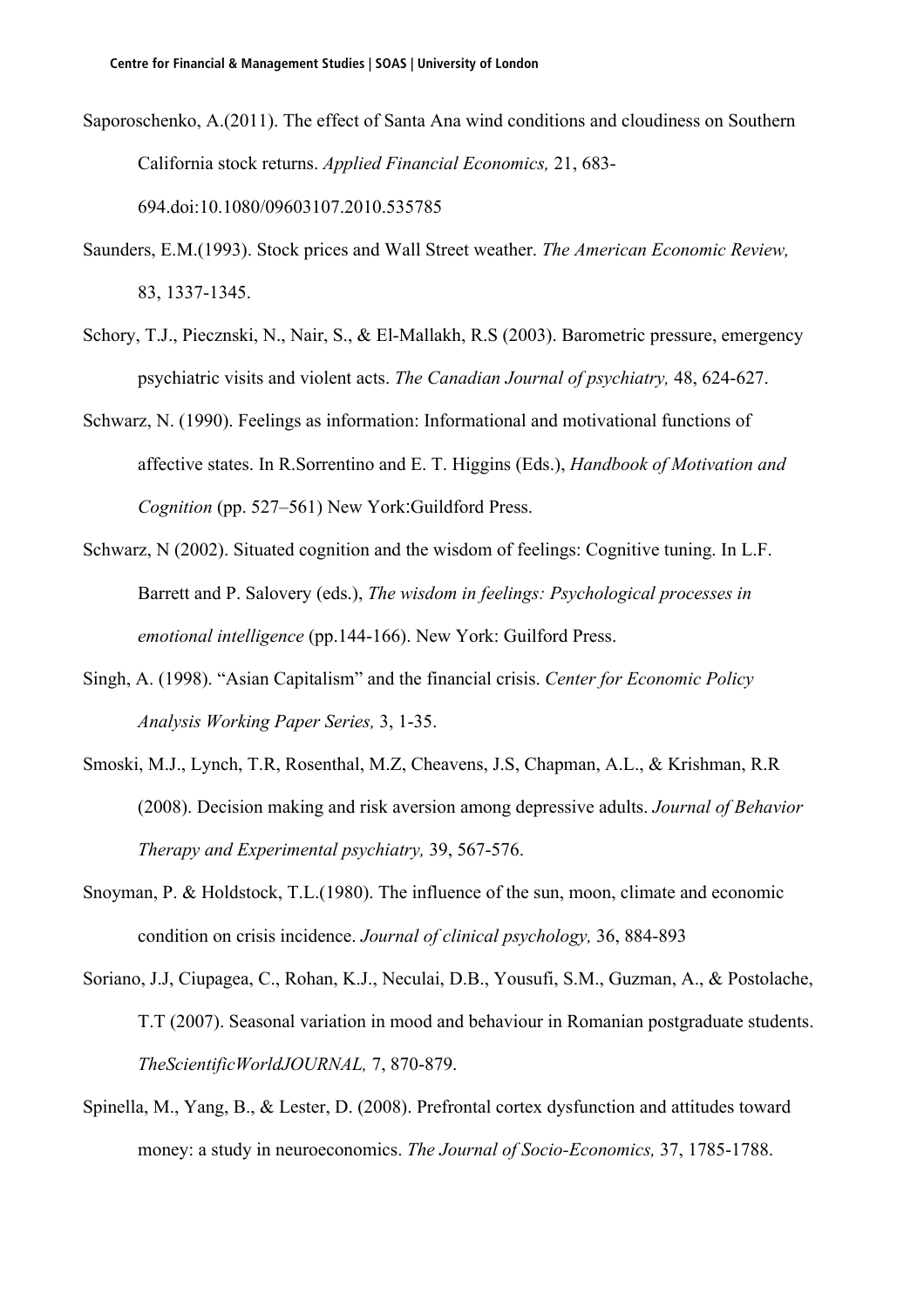Saporoschenko, A.(2011). The effect of Santa Ana wind conditions and cloudiness on Southern California stock returns. *Applied Financial Economics,* 21, 683-694.doi:10.1080/09603107.2010.535785

Saunders, E.M.(1993). Stock prices and Wall Street weather. *The American Economic Review,* 83, 1337-1345.

Schory, T.J., Piecznski, N., Nair, S., & El-Mallakh, R.S (2003). Barometric pressure, emergency psychiatric visits and violent acts. *The Canadian Journal of psychiatry,* 48, 624-627.

Schwarz, N. (1990). Feelings as information: Informational and motivational functions of affective states. In R.Sorrentino and E. T. Higgins (Eds.), *Handbook of Motivation and Cognition* (pp. 527–561) New York:Guildford Press.

Schwarz, N (2002). Situated cognition and the wisdom of feelings: Cognitive tuning. In L.F. Barrett and P. Salovery (eds.), *The wisdom in feelings: Psychological processes in emotional intelligence* (pp.144-166). New York: Guilford Press.

Singh, A. (1998). "Asian Capitalism" and the financial crisis. *Center for Economic Policy Analysis Working Paper Series,* 3, 1-35.

Smoski, M.J., Lynch, T.R, Rosenthal, M.Z, Cheavens, J.S, Chapman, A.L., & Krishman, R.R (2008). Decision making and risk aversion among depressive adults. *Journal of Behavior Therapy and Experimental psychiatry,* 39, 567-576.

Snoyman, P. & Holdstock, T.L.(1980). The influence of the sun, moon, climate and economic condition on crisis incidence. *Journal of clinical psychology,* 36, 884-893

Soriano, J.J, Ciupagea, C., Rohan, K.J., Neculai, D.B., Yousufi, S.M., Guzman, A., & Postolache, T.T (2007). Seasonal variation in mood and behaviour in Romanian postgraduate students. *TheScientificWorldJOURNAL,* 7, 870-879.

Spinella, M., Yang, B., & Lester, D. (2008). Prefrontal cortex dysfunction and attitudes toward money: a study in neuroeconomics. *The Journal of Socio-Economics,* 37, 1785-1788.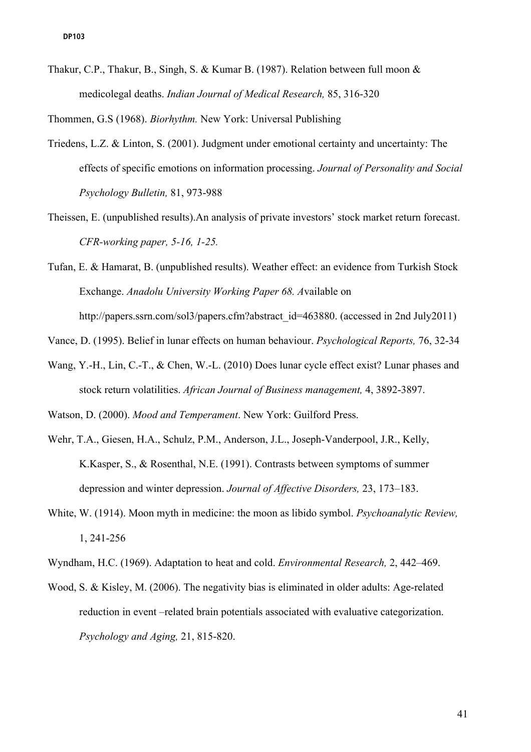Thakur, C.P., Thakur, B., Singh, S. & Kumar B. (1987). Relation between full moon & medicolegal deaths. *Indian Journal of Medical Research,* 85, 316-320

Thommen, G.S (1968). *Biorhythm.* New York: Universal Publishing

Triedens, L.Z. & Linton, S. (2001). Judgment under emotional certainty and uncertainty: The effects of specific emotions on information processing. *Journal of Personality and Social Psychology Bulletin,* 81, 973-988

Theissen, E. (unpublished results).An analysis of private investors' stock market return forecast. *CFR-working paper, 5-16, 1-25.*

Tufan, E. & Hamarat, B. (unpublished results). Weather effect: an evidence from Turkish Stock Exchange. *Anadolu University Working Paper 68. A*vailable on http://papers.ssrn.com/sol3/papers.cfm?abstract_id=463880. (accessed in 2nd July2011)

Vance, D. (1995). Belief in lunar effects on human behaviour. *Psychological Reports,* 76, 32-34

Wang, Y.-H., Lin, C.-T., & Chen, W.-L. (2010) Does lunar cycle effect exist? Lunar phases and stock return volatilities. *African Journal of Business management,* 4, 3892-3897.

Watson, D. (2000). *Mood and Temperament*. New York: Guilford Press.

Wehr, T.A., Giesen, H.A., Schulz, P.M., Anderson, J.L., Joseph-Vanderpool, J.R., Kelly, K.Kasper, S., & Rosenthal, N.E. (1991). Contrasts between symptoms of summer depression and winter depression. *Journal of Affective Disorders,* 23, 173–183.

White, W. (1914). Moon myth in medicine: the moon as libido symbol. *Psychoanalytic Review,* 1, 241-256

Wyndham, H.C. (1969). Adaptation to heat and cold. *Environmental Research,* 2, 442–469.

Wood, S. & Kisley, M. (2006). The negativity bias is eliminated in older adults: Age-related reduction in event –related brain potentials associated with evaluative categorization. *Psychology and Aging,* 21, 815-820.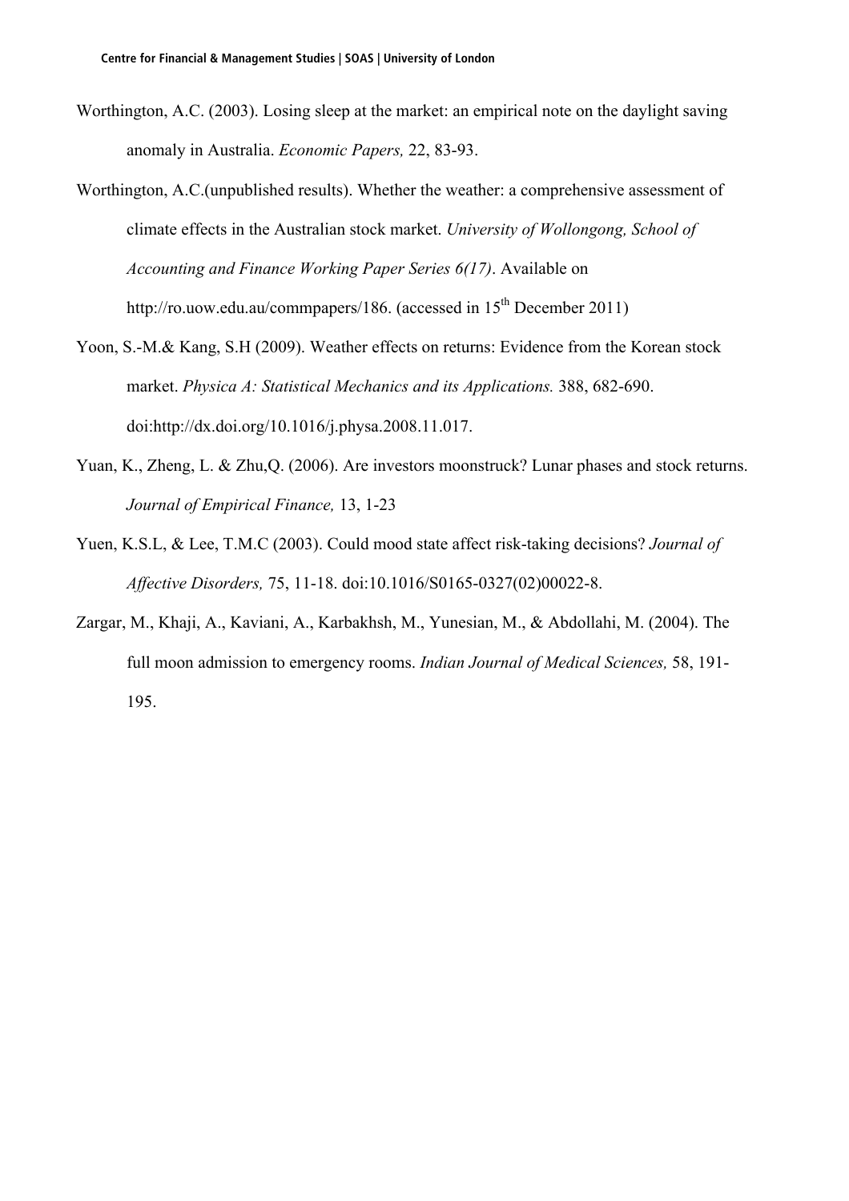Worthington, A.C. (2003). Losing sleep at the market: an empirical note on the daylight saving anomaly in Australia. *Economic Papers,* 22, 83-93.

Worthington, A.C.(unpublished results). Whether the weather: a comprehensive assessment of climate effects in the Australian stock market. *University of Wollongong, School of Accounting and Finance Working Paper Series 6(17)*. Available on http://ro.uow.edu.au/commpapers/186. (accessed in 15th December 2011)

Yoon, S.-M.& Kang, S.H (2009). Weather effects on returns: Evidence from the Korean stock market. *Physica A: Statistical Mechanics and its Applications.* 388, 682-690. doi:http://dx.doi.org/10.1016/j.physa.2008.11.017.

Yuan, K., Zheng, L. & Zhu,Q. (2006). Are investors moonstruck? Lunar phases and stock returns. *Journal of Empirical Finance,* 13, 1-23

Yuen, K.S.L, & Lee, T.M.C (2003). Could mood state affect risk-taking decisions? *Journal of Affective Disorders,* 75, 11-18. doi:10.1016/S0165-0327(02)00022-8.

Zargar, M., Khaji, A., Kaviani, A., Karbakhsh, M., Yunesian, M., & Abdollahi, M. (2004). The full moon admission to emergency rooms. *Indian Journal of Medical Sciences,* 58, 191-195.